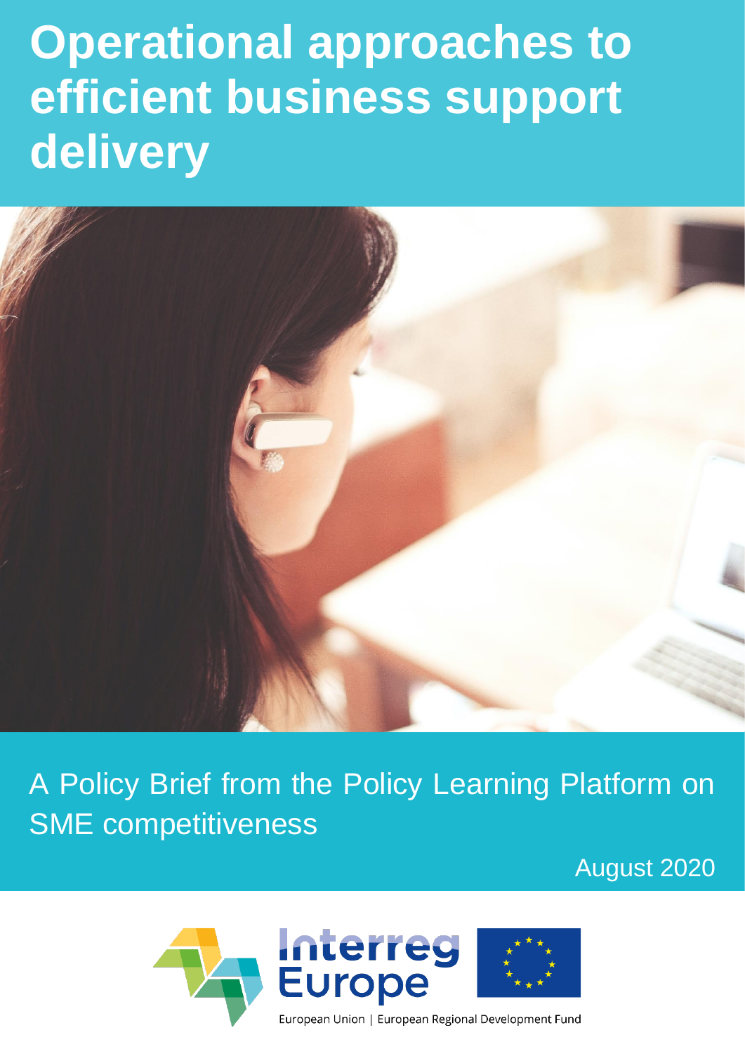# Operational approaches to efficient business support delivery

A Policy Brief from the Policy Learning Platform on SME competitiveness

August 2020

Interreg Europe

European Union | European Regional Development Fund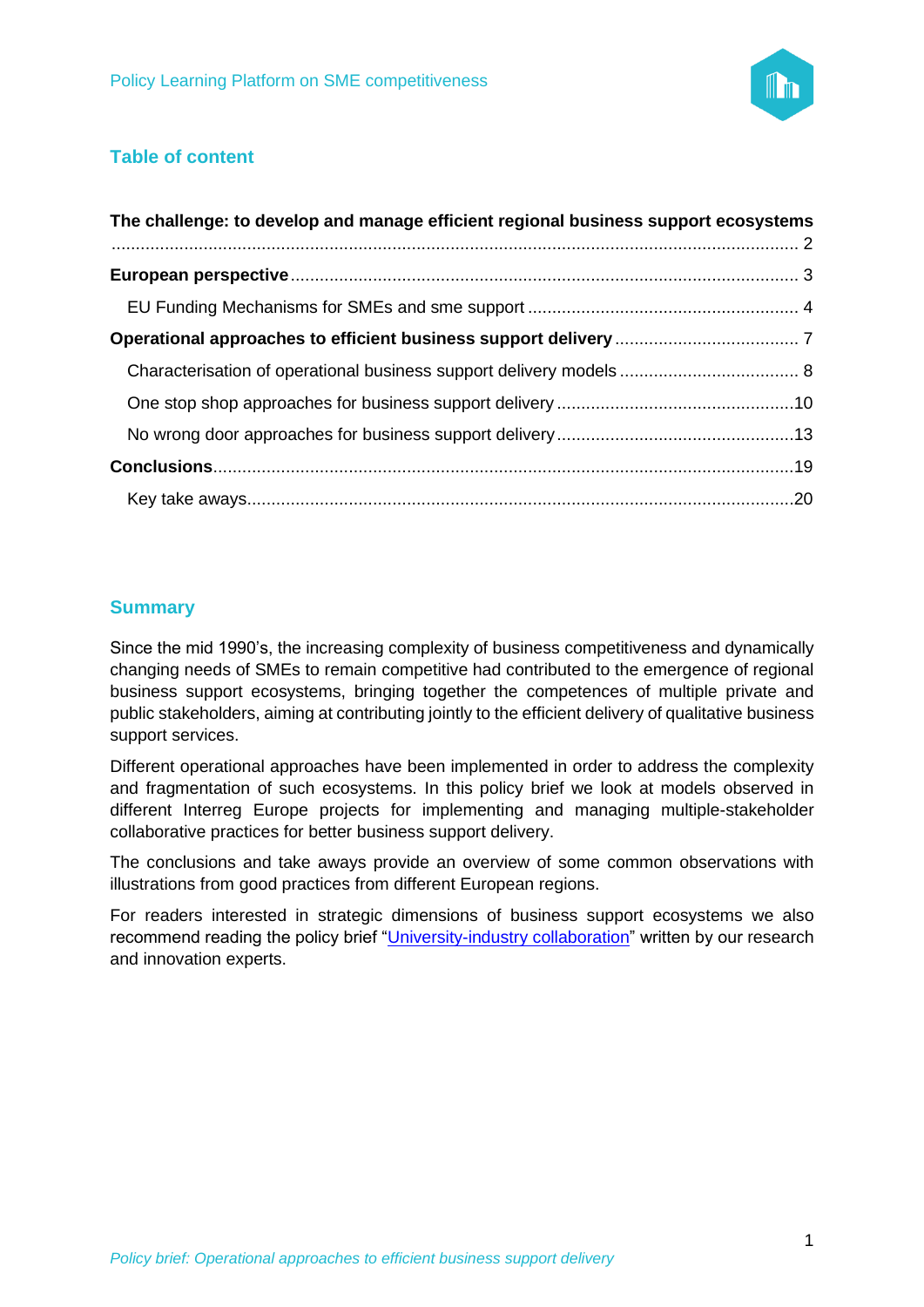## Table of content

**The challenge: to develop and manage efficient regional business support ecosystems** ..... 2

**European perspective** ..... 3

- EU Funding Mechanisms for SMEs and sme support ..... 4

**Operational approaches to efficient business support delivery** ..... 7

- Characterisation of operational business support delivery models ..... 8
- One stop shop approaches for business support delivery ..... 10
- No wrong door approaches for business support delivery ..... 13

**Conclusions** ..... 19

- Key take aways ..... 20

## Summary

Since the mid 1990's, the increasing complexity of business competitiveness and dynamically changing needs of SMEs to remain competitive had contributed to the emergence of regional business support ecosystems, bringing together the competences of multiple private and public stakeholders, aiming at contributing jointly to the efficient delivery of qualitative business support services.

Different operational approaches have been implemented in order to address the complexity and fragmentation of such ecosystems. In this policy brief we look at models observed in different Interreg Europe projects for implementing and managing multiple-stakeholder collaborative practices for better business support delivery.

The conclusions and take aways provide an overview of some common observations with illustrations from good practices from different European regions.

For readers interested in strategic dimensions of business support ecosystems we also recommend reading the policy brief "University-industry collaboration" written by our research and innovation experts.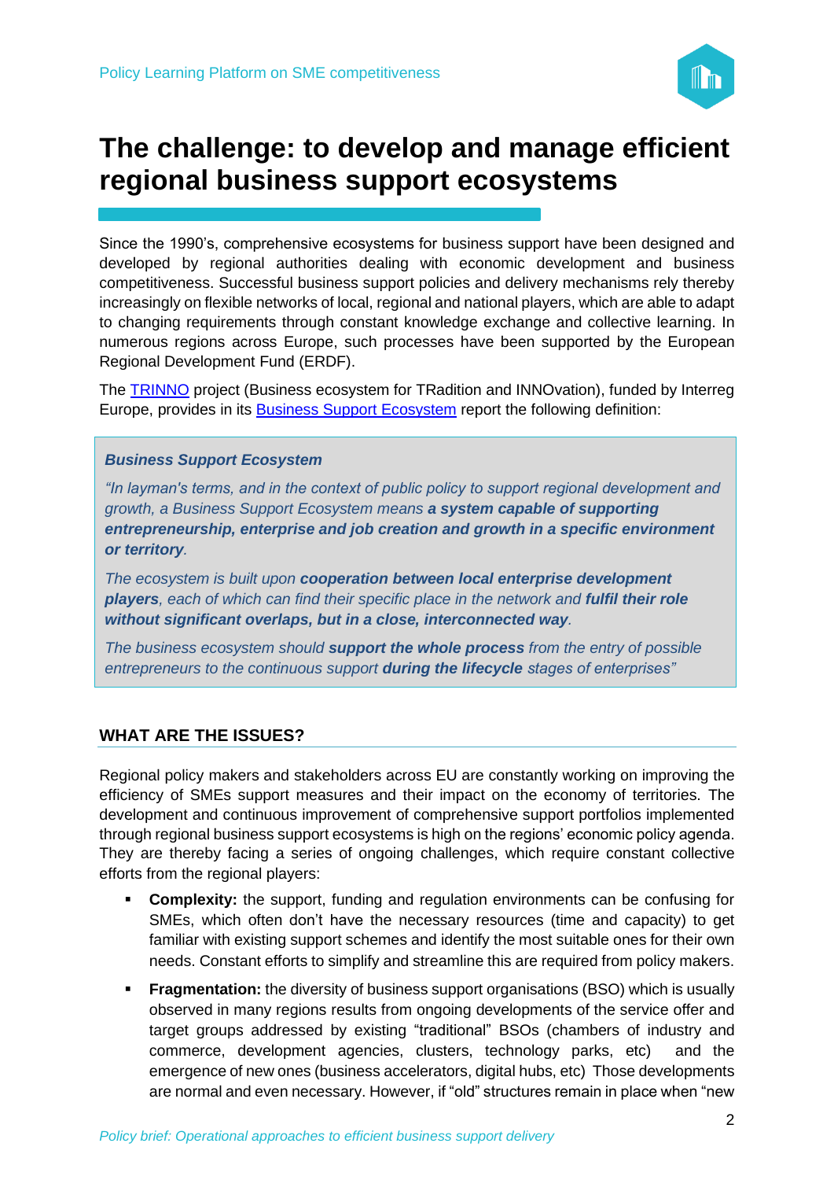# The challenge: to develop and manage efficient regional business support ecosystems

Since the 1990's, comprehensive ecosystems for business support have been designed and developed by regional authorities dealing with economic development and business competitiveness. Successful business support policies and delivery mechanisms rely thereby increasingly on flexible networks of local, regional and national players, which are able to adapt to changing requirements through constant knowledge exchange and collective learning. In numerous regions across Europe, such processes have been supported by the European Regional Development Fund (ERDF).

The TRINNO project (Business ecosystem for TRadition and INNOvation), funded by Interreg Europe, provides in its Business Support Ecosystem report the following definition:

> ***Business Support Ecosystem***
>
> *"In layman's terms, and in the context of public policy to support regional development and growth, a Business Support Ecosystem means **a system capable of supporting entrepreneurship, enterprise and job creation and growth in a specific environment or territory**.*
>
> *The ecosystem is built upon **cooperation between local enterprise development players**, each of which can find their specific place in the network and **fulfil their role without significant overlaps, but in a close, interconnected way**.*
>
> *The business ecosystem should **support the whole process** from the entry of possible entrepreneurs to the continuous support **during the lifecycle** stages of enterprises"*

## WHAT ARE THE ISSUES?

Regional policy makers and stakeholders across EU are constantly working on improving the efficiency of SMEs support measures and their impact on the economy of territories. The development and continuous improvement of comprehensive support portfolios implemented through regional business support ecosystems is high on the regions' economic policy agenda. They are thereby facing a series of ongoing challenges, which require constant collective efforts from the regional players:

- **Complexity:** the support, funding and regulation environments can be confusing for SMEs, which often don't have the necessary resources (time and capacity) to get familiar with existing support schemes and identify the most suitable ones for their own needs. Constant efforts to simplify and streamline this are required from policy makers.
- **Fragmentation:** the diversity of business support organisations (BSO) which is usually observed in many regions results from ongoing developments of the service offer and target groups addressed by existing "traditional" BSOs (chambers of industry and commerce, development agencies, clusters, technology parks, etc) and the emergence of new ones (business accelerators, digital hubs, etc) Those developments are normal and even necessary. However, if "old" structures remain in place when "new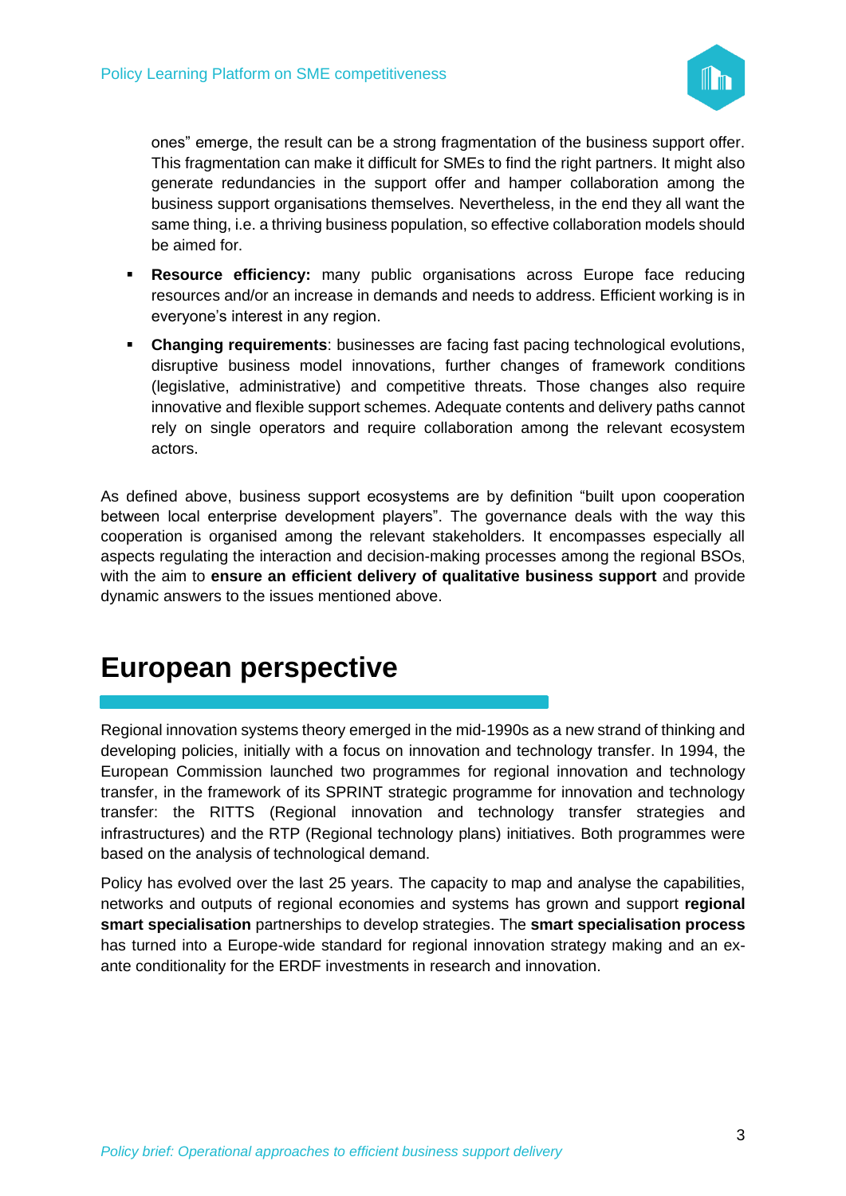ones" emerge, the result can be a strong fragmentation of the business support offer. This fragmentation can make it difficult for SMEs to find the right partners. It might also generate redundancies in the support offer and hamper collaboration among the business support organisations themselves. Nevertheless, in the end they all want the same thing, i.e. a thriving business population, so effective collaboration models should be aimed for.

- **Resource efficiency:** many public organisations across Europe face reducing resources and/or an increase in demands and needs to address. Efficient working is in everyone's interest in any region.
- **Changing requirements**: businesses are facing fast pacing technological evolutions, disruptive business model innovations, further changes of framework conditions (legislative, administrative) and competitive threats. Those changes also require innovative and flexible support schemes. Adequate contents and delivery paths cannot rely on single operators and require collaboration among the relevant ecosystem actors.

As defined above, business support ecosystems are by definition "built upon cooperation between local enterprise development players". The governance deals with the way this cooperation is organised among the relevant stakeholders. It encompasses especially all aspects regulating the interaction and decision-making processes among the regional BSOs, with the aim to **ensure an efficient delivery of qualitative business support** and provide dynamic answers to the issues mentioned above.

# European perspective

Regional innovation systems theory emerged in the mid-1990s as a new strand of thinking and developing policies, initially with a focus on innovation and technology transfer. In 1994, the European Commission launched two programmes for regional innovation and technology transfer, in the framework of its SPRINT strategic programme for innovation and technology transfer: the RITTS (Regional innovation and technology transfer strategies and infrastructures) and the RTP (Regional technology plans) initiatives. Both programmes were based on the analysis of technological demand.

Policy has evolved over the last 25 years. The capacity to map and analyse the capabilities, networks and outputs of regional economies and systems has grown and support **regional smart specialisation** partnerships to develop strategies. The **smart specialisation process** has turned into a Europe-wide standard for regional innovation strategy making and an ex-ante conditionality for the ERDF investments in research and innovation.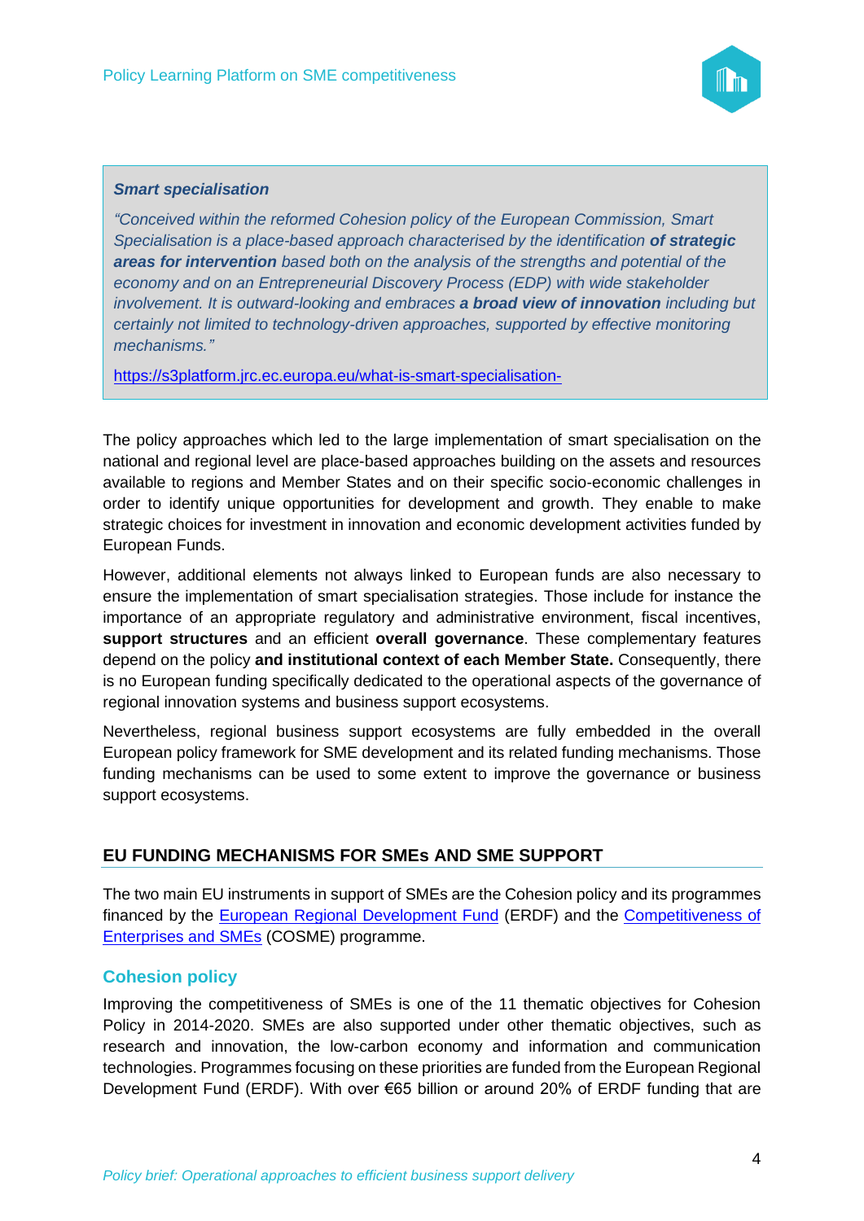> ***Smart specialisation***
>
> *"Conceived within the reformed Cohesion policy of the European Commission, Smart Specialisation is a place-based approach characterised by the identification **of strategic areas for intervention** based both on the analysis of the strengths and potential of the economy and on an Entrepreneurial Discovery Process (EDP) with wide stakeholder involvement. It is outward-looking and embraces **a broad view of innovation** including but certainly not limited to technology-driven approaches, supported by effective monitoring mechanisms."*
>
> https://s3platform.jrc.ec.europa.eu/what-is-smart-specialisation-

The policy approaches which led to the large implementation of smart specialisation on the national and regional level are place-based approaches building on the assets and resources available to regions and Member States and on their specific socio-economic challenges in order to identify unique opportunities for development and growth. They enable to make strategic choices for investment in innovation and economic development activities funded by European Funds.

However, additional elements not always linked to European funds are also necessary to ensure the implementation of smart specialisation strategies. Those include for instance the importance of an appropriate regulatory and administrative environment, fiscal incentives, **support structures** and an efficient **overall governance**. These complementary features depend on the policy **and institutional context of each Member State.** Consequently, there is no European funding specifically dedicated to the operational aspects of the governance of regional innovation systems and business support ecosystems.

Nevertheless, regional business support ecosystems are fully embedded in the overall European policy framework for SME development and its related funding mechanisms. Those funding mechanisms can be used to some extent to improve the governance or business support ecosystems.

## EU FUNDING MECHANISMS FOR SMEs AND SME SUPPORT

The two main EU instruments in support of SMEs are the Cohesion policy and its programmes financed by the European Regional Development Fund (ERDF) and the Competitiveness of Enterprises and SMEs (COSME) programme.

### Cohesion policy

Improving the competitiveness of SMEs is one of the 11 thematic objectives for Cohesion Policy in 2014-2020. SMEs are also supported under other thematic objectives, such as research and innovation, the low-carbon economy and information and communication technologies. Programmes focusing on these priorities are funded from the European Regional Development Fund (ERDF). With over €65 billion or around 20% of ERDF funding that are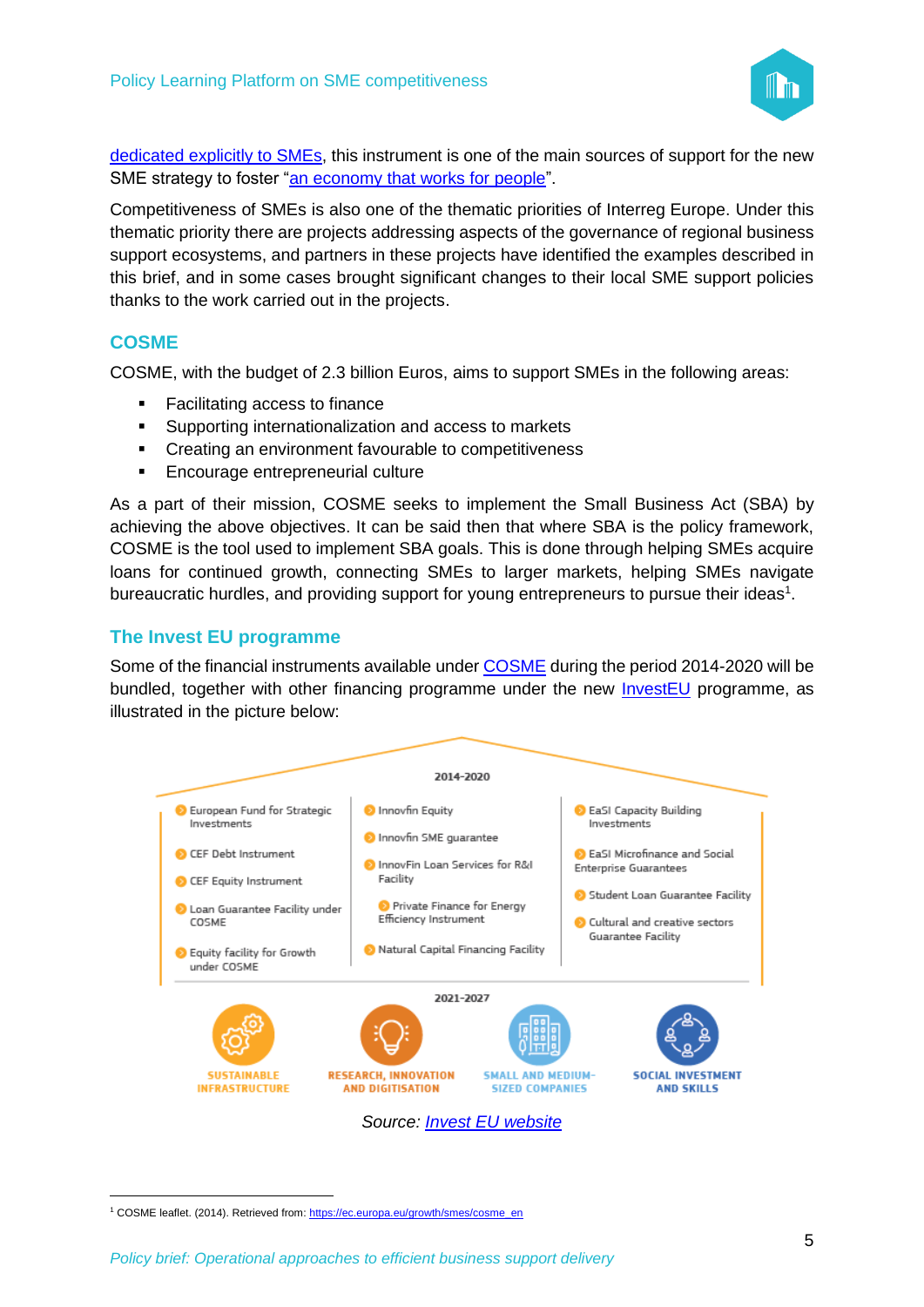[dedicated explicitly to SMEs](#), this instrument is one of the main sources of support for the new SME strategy to foster "[an economy that works for people](#)".

Competitiveness of SMEs is also one of the thematic priorities of Interreg Europe. Under this thematic priority there are projects addressing aspects of the governance of regional business support ecosystems, and partners in these projects have identified the examples described in this brief, and in some cases brought significant changes to their local SME support policies thanks to the work carried out in the projects.

## COSME

COSME, with the budget of 2.3 billion Euros, aims to support SMEs in the following areas:

- Facilitating access to finance
- Supporting internationalization and access to markets
- Creating an environment favourable to competitiveness
- Encourage entrepreneurial culture

As a part of their mission, COSME seeks to implement the Small Business Act (SBA) by achieving the above objectives. It can be said then that where SBA is the policy framework, COSME is the tool used to implement SBA goals. This is done through helping SMEs acquire loans for continued growth, connecting SMEs to larger markets, helping SMEs navigate bureaucratic hurdles, and providing support for young entrepreneurs to pursue their ideas[1].

## The Invest EU programme

Some of the financial instruments available under [COSME](#) during the period 2014-2020 will be bundled, together with other financing programme under the new [InvestEU](#) programme, as illustrated in the picture below:

**2014-2020**

| | | |
|---|---|---|
| European Fund for Strategic Investments | Innovfin Equity | EaSI Capacity Building Investments |
| CEF Debt Instrument | Innovfin SME guarantee | EaSI Microfinance and Social Enterprise Guarantees |
| CEF Equity Instrument | InnovFin Loan Services for R&I Facility | Student Loan Guarantee Facility |
| Loan Guarantee Facility under COSME | Private Finance for Energy Efficiency Instrument | Cultural and creative sectors Guarantee Facility |
| Equity facility for Growth under COSME | Natural Capital Financing Facility | |

**2021-2027**

| | | | |
|---|---|---|---|
| SUSTAINABLE INFRASTRUCTURE | RESEARCH, INNOVATION AND DIGITISATION | SMALL AND MEDIUM-SIZED COMPANIES | SOCIAL INVESTMENT AND SKILLS |

*Source: [Invest EU website](#)*

[1] COSME leaflet. (2014). Retrieved from: https://ec.europa.eu/growth/smes/cosme_en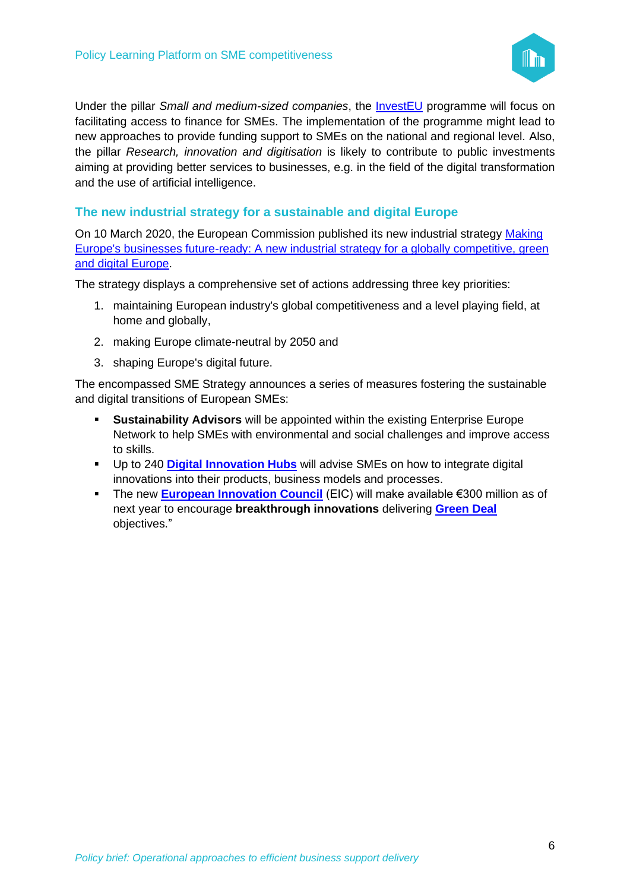Under the pillar *Small and medium-sized companies*, the InvestEU programme will focus on facilitating access to finance for SMEs. The implementation of the programme might lead to new approaches to provide funding support to SMEs on the national and regional level. Also, the pillar *Research, innovation and digitisation* is likely to contribute to public investments aiming at providing better services to businesses, e.g. in the field of the digital transformation and the use of artificial intelligence.

## The new industrial strategy for a sustainable and digital Europe

On 10 March 2020, the European Commission published its new industrial strategy Making Europe's businesses future-ready: A new industrial strategy for a globally competitive, green and digital Europe.

The strategy displays a comprehensive set of actions addressing three key priorities:

1. maintaining European industry's global competitiveness and a level playing field, at home and globally,
2. making Europe climate-neutral by 2050 and
3. shaping Europe's digital future.

The encompassed SME Strategy announces a series of measures fostering the sustainable and digital transitions of European SMEs:

- **Sustainability Advisors** will be appointed within the existing Enterprise Europe Network to help SMEs with environmental and social challenges and improve access to skills.
- Up to 240 **Digital Innovation Hubs** will advise SMEs on how to integrate digital innovations into their products, business models and processes.
- The new **European Innovation Council** (EIC) will make available €300 million as of next year to encourage **breakthrough innovations** delivering **Green Deal** objectives."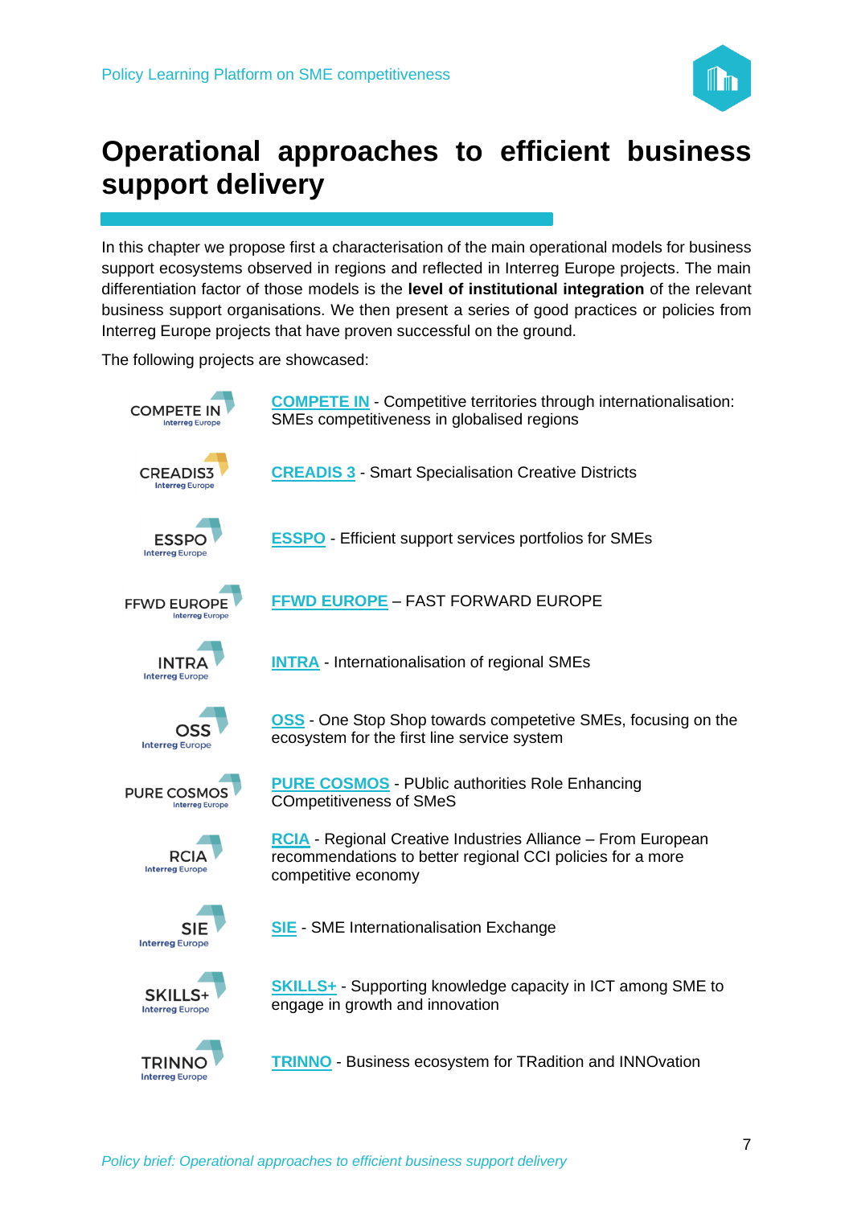# Operational approaches to efficient business support delivery

In this chapter we propose first a characterisation of the main operational models for business support ecosystems observed in regions and reflected in Interreg Europe projects. The main differentiation factor of those models is the **level of institutional integration** of the relevant business support organisations. We then present a series of good practices or policies from Interreg Europe projects that have proven successful on the ground.

The following projects are showcased:

- **COMPETE IN** - Competitive territories through internationalisation: SMEs competitiveness in globalised regions
- **CREADIS 3** - Smart Specialisation Creative Districts
- **ESSPO** - Efficient support services portfolios for SMEs
- **FFWD EUROPE** – FAST FORWARD EUROPE
- **INTRA** - Internationalisation of regional SMEs
- **OSS** - One Stop Shop towards competetive SMEs, focusing on the ecosystem for the first line service system
- **PURE COSMOS** - PUblic authorities Role Enhancing COmpetitiveness of SMeS
- **RCIA** - Regional Creative Industries Alliance – From European recommendations to better regional CCI policies for a more competitive economy
- **SIE** - SME Internationalisation Exchange
- **SKILLS+** - Supporting knowledge capacity in ICT among SME to engage in growth and innovation
- **TRINNO** - Business ecosystem for TRadition and INNOvation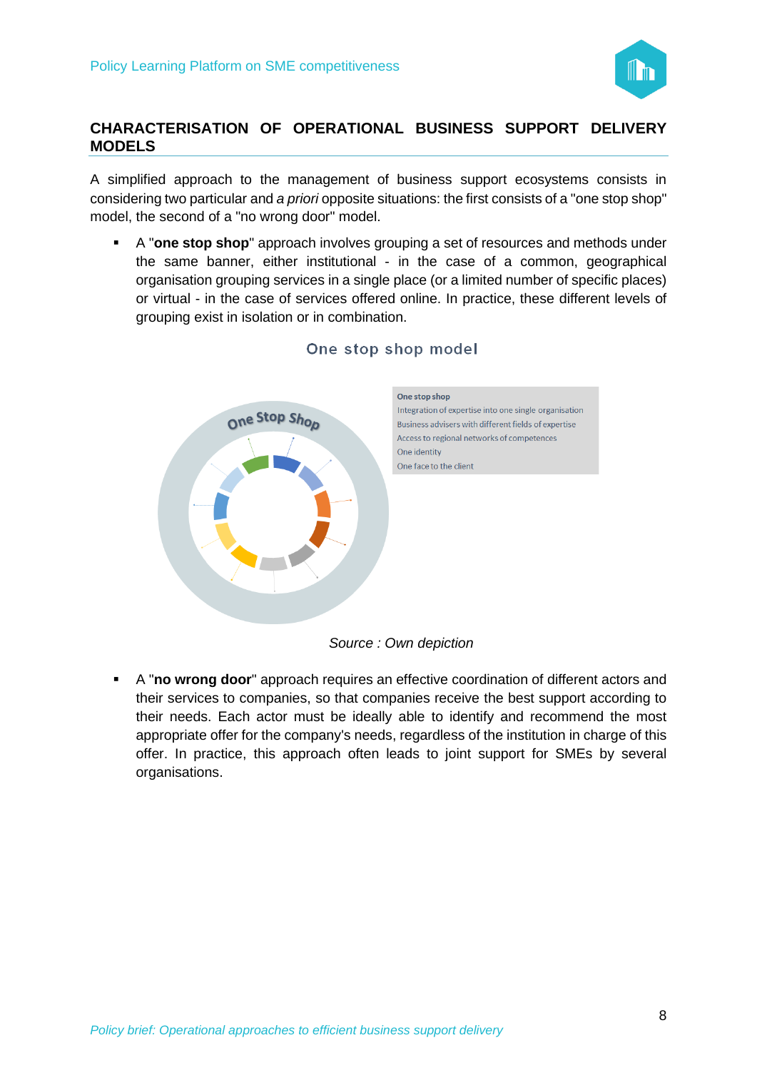## CHARACTERISATION OF OPERATIONAL BUSINESS SUPPORT DELIVERY MODELS

A simplified approach to the management of business support ecosystems consists in considering two particular and *a priori* opposite situations: the first consists of a "one stop shop" model, the second of a "no wrong door" model.

- A "**one stop shop**" approach involves grouping a set of resources and methods under the same banner, either institutional - in the case of a common, geographical organisation grouping services in a single place (or a limited number of specific places) or virtual - in the case of services offered online. In practice, these different levels of grouping exist in isolation or in combination.

One stop shop model

One Stop Shop

**One stop shop**
Integration of expertise into one single organisation
Business advisers with different fields of expertise
Access to regional networks of competences
One identity
One face to the client

*Source : Own depiction*

- A "**no wrong door**" approach requires an effective coordination of different actors and their services to companies, so that companies receive the best support according to their needs. Each actor must be ideally able to identify and recommend the most appropriate offer for the company's needs, regardless of the institution in charge of this offer. In practice, this approach often leads to joint support for SMEs by several organisations.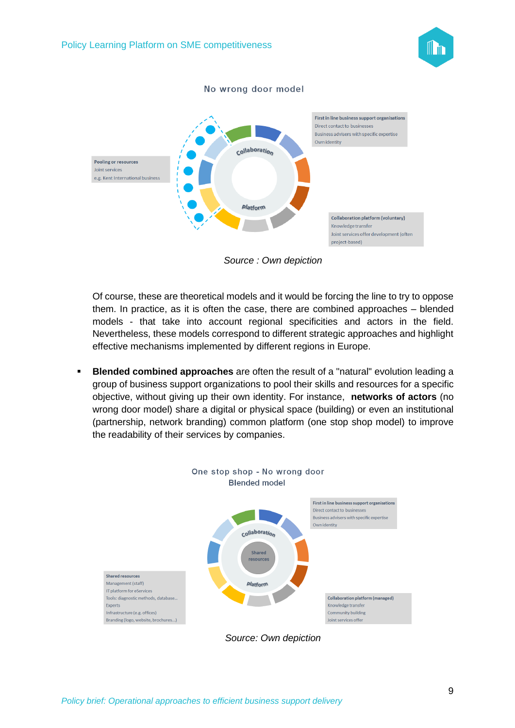No wrong door model

Pooling or resources
Joint services
e.g. Kent International business

First in line business support organisations
Direct contact to businesses
Business advisers with specific expertise
Own identity

Collaboration platform (voluntary)
Knowledge transfer
Joint services offer development (often project-based)

*Source : Own depiction*

Of course, these are theoretical models and it would be forcing the line to try to oppose them. In practice, as it is often the case, there are combined approaches – blended models - that take into account regional specificities and actors in the field. Nevertheless, these models correspond to different strategic approaches and highlight effective mechanisms implemented by different regions in Europe.

- **Blended combined approaches** are often the result of a "natural" evolution leading a group of business support organizations to pool their skills and resources for a specific objective, without giving up their own identity. For instance, **networks of actors** (no wrong door model) share a digital or physical space (building) or even an institutional (partnership, network branding) common platform (one stop shop model) to improve the readability of their services by companies.

One stop shop - No wrong door
Blended model

First in line business support organisations
Direct contact to businesses
Business advisers with specific expertise
Own identity

Shared resources
Management (staff)
IT platform for eServices
Tools: diagnostic methods, database...
Experts
Infrastructure (e.g. offices)
Branding (logo, website, brochures...)

Collaboration platform (managed)
Knowledge transfer
Community building
Joint services offer

*Source: Own depiction*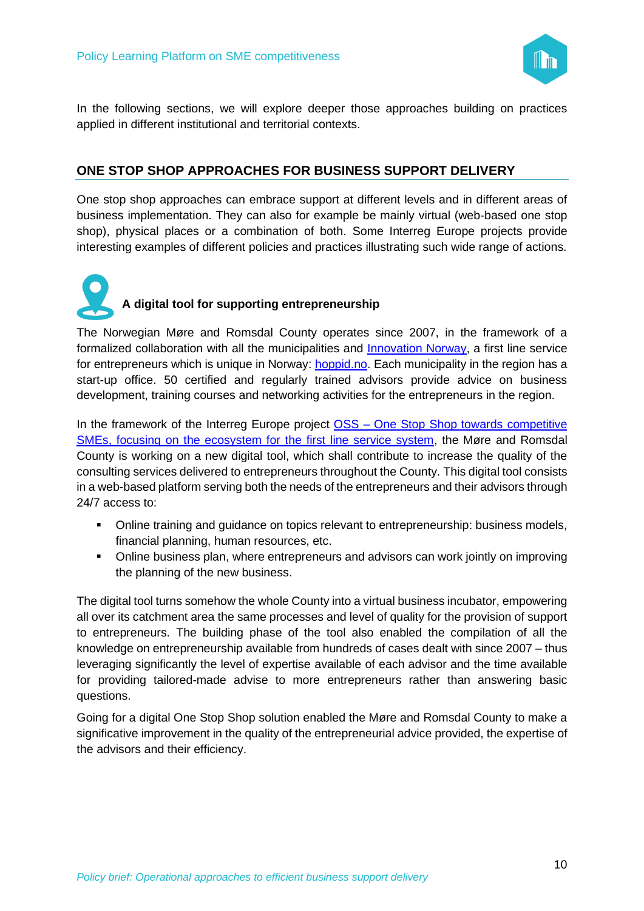In the following sections, we will explore deeper those approaches building on practices applied in different institutional and territorial contexts.

## ONE STOP SHOP APPROACHES FOR BUSINESS SUPPORT DELIVERY

One stop shop approaches can embrace support at different levels and in different areas of business implementation. They can also for example be mainly virtual (web-based one stop shop), physical places or a combination of both. Some Interreg Europe projects provide interesting examples of different policies and practices illustrating such wide range of actions.

### A digital tool for supporting entrepreneurship

The Norwegian Møre and Romsdal County operates since 2007, in the framework of a formalized collaboration with all the municipalities and Innovation Norway, a first line service for entrepreneurs which is unique in Norway: hoppid.no. Each municipality in the region has a start-up office. 50 certified and regularly trained advisors provide advice on business development, training courses and networking activities for the entrepreneurs in the region.

In the framework of the Interreg Europe project OSS – One Stop Shop towards competitive SMEs, focusing on the ecosystem for the first line service system, the Møre and Romsdal County is working on a new digital tool, which shall contribute to increase the quality of the consulting services delivered to entrepreneurs throughout the County. This digital tool consists in a web-based platform serving both the needs of the entrepreneurs and their advisors through 24/7 access to:

- Online training and guidance on topics relevant to entrepreneurship: business models, financial planning, human resources, etc.
- Online business plan, where entrepreneurs and advisors can work jointly on improving the planning of the new business.

The digital tool turns somehow the whole County into a virtual business incubator, empowering all over its catchment area the same processes and level of quality for the provision of support to entrepreneurs. The building phase of the tool also enabled the compilation of all the knowledge on entrepreneurship available from hundreds of cases dealt with since 2007 – thus leveraging significantly the level of expertise available of each advisor and the time available for providing tailored-made advise to more entrepreneurs rather than answering basic questions.

Going for a digital One Stop Shop solution enabled the Møre and Romsdal County to make a significative improvement in the quality of the entrepreneurial advice provided, the expertise of the advisors and their efficiency.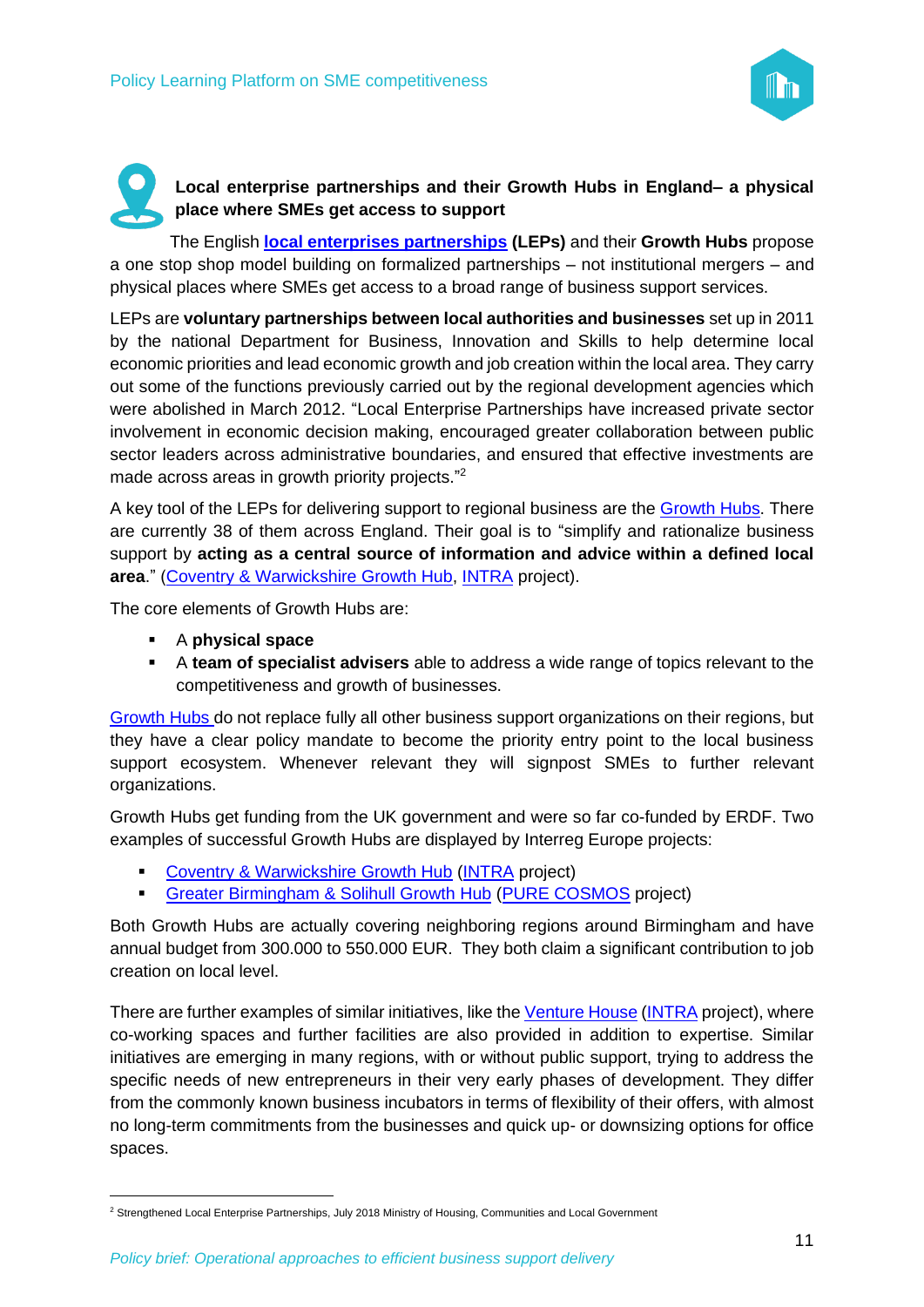### Local enterprise partnerships and their Growth Hubs in England– a physical place where SMEs get access to support

The English **local enterprises partnerships (LEPs)** and their **Growth Hubs** propose a one stop shop model building on formalized partnerships – not institutional mergers – and physical places where SMEs get access to a broad range of business support services.

LEPs are **voluntary partnerships between local authorities and businesses** set up in 2011 by the national Department for Business, Innovation and Skills to help determine local economic priorities and lead economic growth and job creation within the local area. They carry out some of the functions previously carried out by the regional development agencies which were abolished in March 2012. "Local Enterprise Partnerships have increased private sector involvement in economic decision making, encouraged greater collaboration between public sector leaders across administrative boundaries, and ensured that effective investments are made across areas in growth priority projects."[2]

A key tool of the LEPs for delivering support to regional business are the Growth Hubs. There are currently 38 of them across England. Their goal is to "simplify and rationalize business support by **acting as a central source of information and advice within a defined local area**." (Coventry & Warwickshire Growth Hub, INTRA project).

The core elements of Growth Hubs are:

- A **physical space**
- A **team of specialist advisers** able to address a wide range of topics relevant to the competitiveness and growth of businesses.

Growth Hubs do not replace fully all other business support organizations on their regions, but they have a clear policy mandate to become the priority entry point to the local business support ecosystem. Whenever relevant they will signpost SMEs to further relevant organizations.

Growth Hubs get funding from the UK government and were so far co-funded by ERDF. Two examples of successful Growth Hubs are displayed by Interreg Europe projects:

- Coventry & Warwickshire Growth Hub (INTRA project)
- Greater Birmingham & Solihull Growth Hub (PURE COSMOS project)

Both Growth Hubs are actually covering neighboring regions around Birmingham and have annual budget from 300.000 to 550.000 EUR. They both claim a significant contribution to job creation on local level.

There are further examples of similar initiatives, like the Venture House (INTRA project), where co-working spaces and further facilities are also provided in addition to expertise. Similar initiatives are emerging in many regions, with or without public support, trying to address the specific needs of new entrepreneurs in their very early phases of development. They differ from the commonly known business incubators in terms of flexibility of their offers, with almost no long-term commitments from the businesses and quick up- or downsizing options for office spaces.

[2] Strengthened Local Enterprise Partnerships, July 2018 Ministry of Housing, Communities and Local Government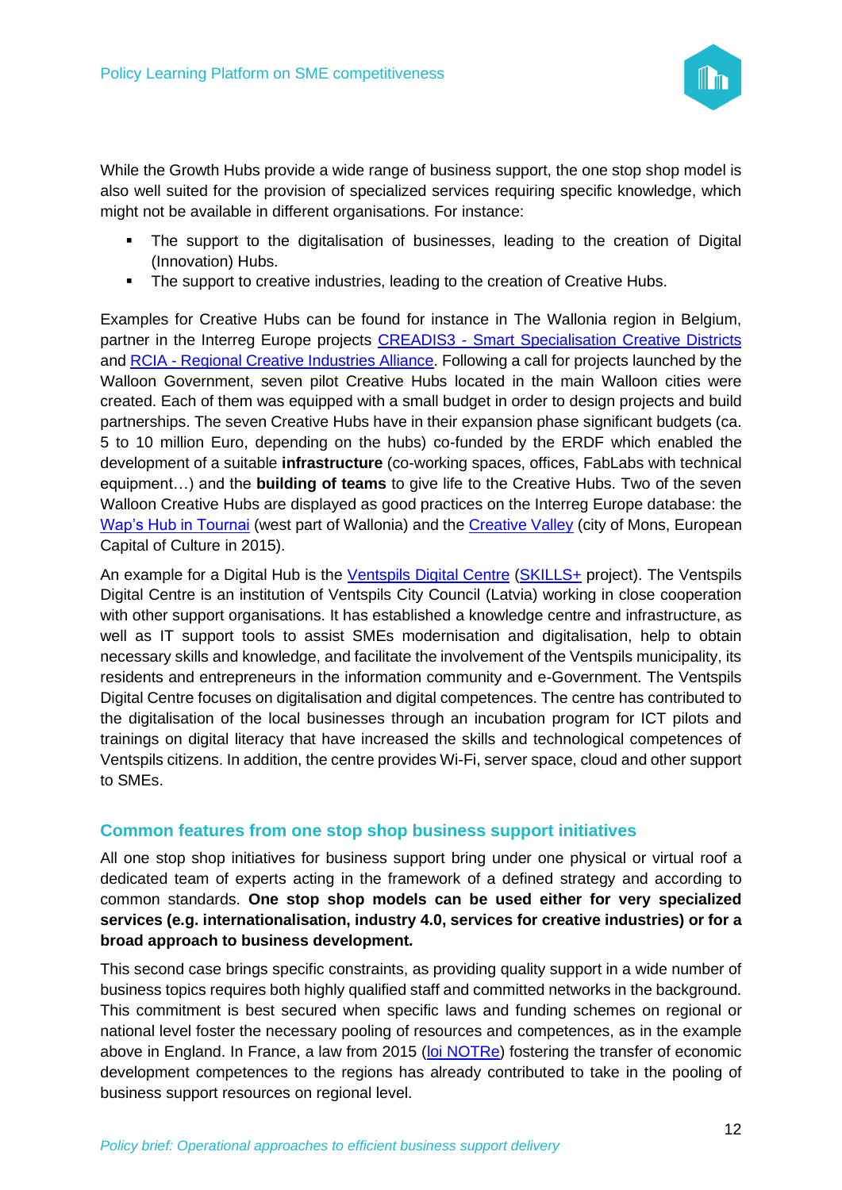While the Growth Hubs provide a wide range of business support, the one stop shop model is also well suited for the provision of specialized services requiring specific knowledge, which might not be available in different organisations. For instance:

- The support to the digitalisation of businesses, leading to the creation of Digital (Innovation) Hubs.
- The support to creative industries, leading to the creation of Creative Hubs.

Examples for Creative Hubs can be found for instance in The Wallonia region in Belgium, partner in the Interreg Europe projects CREADIS3 - Smart Specialisation Creative Districts and RCIA - Regional Creative Industries Alliance. Following a call for projects launched by the Walloon Government, seven pilot Creative Hubs located in the main Walloon cities were created. Each of them was equipped with a small budget in order to design projects and build partnerships. The seven Creative Hubs have in their expansion phase significant budgets (ca. 5 to 10 million Euro, depending on the hubs) co-funded by the ERDF which enabled the development of a suitable **infrastructure** (co-working spaces, offices, FabLabs with technical equipment…) and the **building of teams** to give life to the Creative Hubs. Two of the seven Walloon Creative Hubs are displayed as good practices on the Interreg Europe database: the Wap's Hub in Tournai (west part of Wallonia) and the Creative Valley (city of Mons, European Capital of Culture in 2015).

An example for a Digital Hub is the Ventspils Digital Centre (SKILLS+ project). The Ventspils Digital Centre is an institution of Ventspils City Council (Latvia) working in close cooperation with other support organisations. It has established a knowledge centre and infrastructure, as well as IT support tools to assist SMEs modernisation and digitalisation, help to obtain necessary skills and knowledge, and facilitate the involvement of the Ventspils municipality, its residents and entrepreneurs in the information community and e-Government. The Ventspils Digital Centre focuses on digitalisation and digital competences. The centre has contributed to the digitalisation of the local businesses through an incubation program for ICT pilots and trainings on digital literacy that have increased the skills and technological competences of Ventspils citizens. In addition, the centre provides Wi-Fi, server space, cloud and other support to SMEs.

## Common features from one stop shop business support initiatives

All one stop shop initiatives for business support bring under one physical or virtual roof a dedicated team of experts acting in the framework of a defined strategy and according to common standards. **One stop shop models can be used either for very specialized services (e.g. internationalisation, industry 4.0, services for creative industries) or for a broad approach to business development.**

This second case brings specific constraints, as providing quality support in a wide number of business topics requires both highly qualified staff and committed networks in the background. This commitment is best secured when specific laws and funding schemes on regional or national level foster the necessary pooling of resources and competences, as in the example above in England. In France, a law from 2015 (loi NOTRe) fostering the transfer of economic development competences to the regions has already contributed to take in the pooling of business support resources on regional level.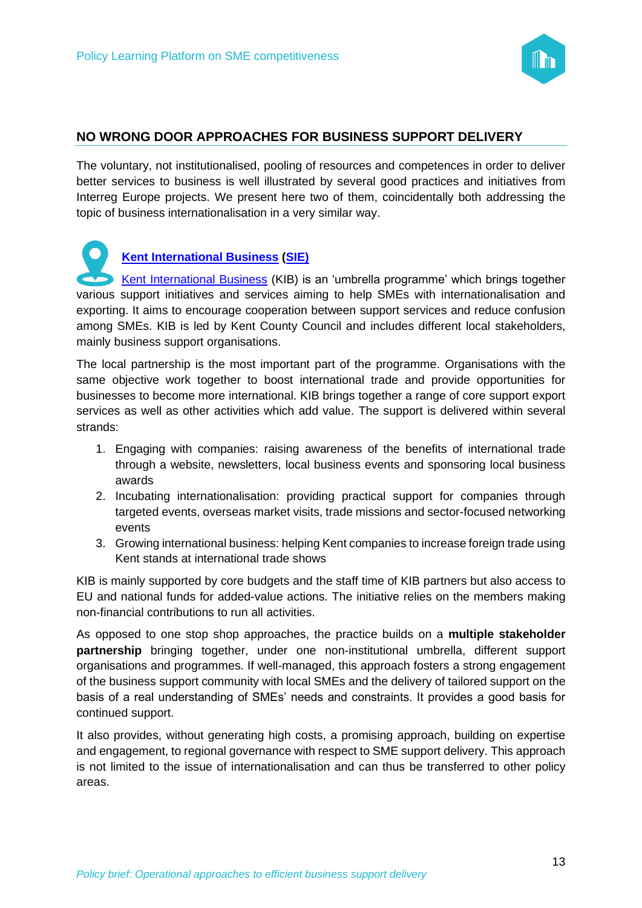## NO WRONG DOOR APPROACHES FOR BUSINESS SUPPORT DELIVERY

The voluntary, not institutionalised, pooling of resources and competences in order to deliver better services to business is well illustrated by several good practices and initiatives from Interreg Europe projects. We present here two of them, coincidentally both addressing the topic of business internationalisation in a very similar way.

### Kent International Business (SIE)

Kent International Business (KIB) is an 'umbrella programme' which brings together various support initiatives and services aiming to help SMEs with internationalisation and exporting. It aims to encourage cooperation between support services and reduce confusion among SMEs. KIB is led by Kent County Council and includes different local stakeholders, mainly business support organisations.

The local partnership is the most important part of the programme. Organisations with the same objective work together to boost international trade and provide opportunities for businesses to become more international. KIB brings together a range of core support export services as well as other activities which add value. The support is delivered within several strands:

1. Engaging with companies: raising awareness of the benefits of international trade through a website, newsletters, local business events and sponsoring local business awards
2. Incubating internationalisation: providing practical support for companies through targeted events, overseas market visits, trade missions and sector-focused networking events
3. Growing international business: helping Kent companies to increase foreign trade using Kent stands at international trade shows

KIB is mainly supported by core budgets and the staff time of KIB partners but also access to EU and national funds for added-value actions. The initiative relies on the members making non-financial contributions to run all activities.

As opposed to one stop shop approaches, the practice builds on a **multiple stakeholder partnership** bringing together, under one non-institutional umbrella, different support organisations and programmes. If well-managed, this approach fosters a strong engagement of the business support community with local SMEs and the delivery of tailored support on the basis of a real understanding of SMEs' needs and constraints. It provides a good basis for continued support.

It also provides, without generating high costs, a promising approach, building on expertise and engagement, to regional governance with respect to SME support delivery. This approach is not limited to the issue of internationalisation and can thus be transferred to other policy areas.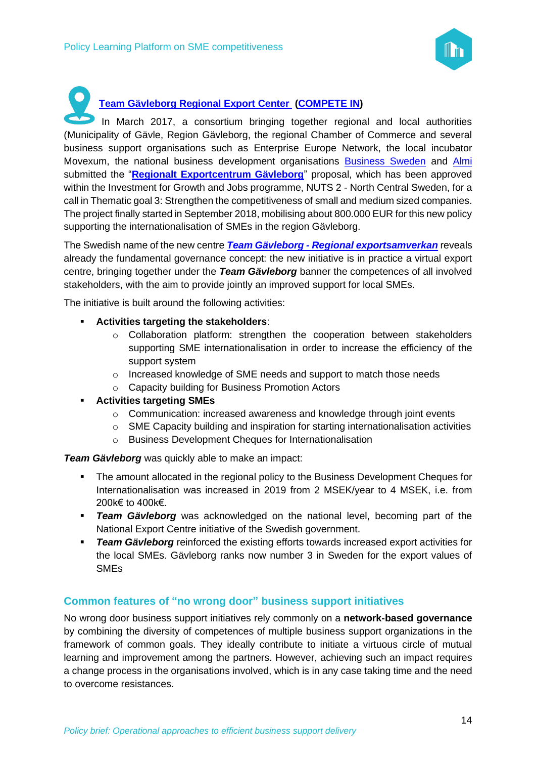### Team Gävleborg Regional Export Center (COMPETE IN)

In March 2017, a consortium bringing together regional and local authorities (Municipality of Gävle, Region Gävleborg, the regional Chamber of Commerce and several business support organisations such as Enterprise Europe Network, the local incubator Movexum, the national business development organisations Business Sweden and Almi submitted the "**Regionalt Exportcentrum Gävleborg**" proposal, which has been approved within the Investment for Growth and Jobs programme, NUTS 2 - North Central Sweden, for a call in Thematic goal 3: Strengthen the competitiveness of small and medium sized companies. The project finally started in September 2018, mobilising about 800.000 EUR for this new policy supporting the internationalisation of SMEs in the region Gävleborg.

The Swedish name of the new centre ***Team Gävleborg - Regional exportsamverkan*** reveals already the fundamental governance concept: the new initiative is in practice a virtual export centre, bringing together under the ***Team Gävleborg*** banner the competences of all involved stakeholders, with the aim to provide jointly an improved support for local SMEs.

The initiative is built around the following activities:

- **Activities targeting the stakeholders**:
  - Collaboration platform: strengthen the cooperation between stakeholders supporting SME internationalisation in order to increase the efficiency of the support system
  - Increased knowledge of SME needs and support to match those needs
  - Capacity building for Business Promotion Actors
- **Activities targeting SMEs**
  - Communication: increased awareness and knowledge through joint events
  - SME Capacity building and inspiration for starting internationalisation activities
  - Business Development Cheques for Internationalisation

***Team Gävleborg*** was quickly able to make an impact:

- The amount allocated in the regional policy to the Business Development Cheques for Internationalisation was increased in 2019 from 2 MSEK/year to 4 MSEK, i.e. from 200k€ to 400k€.
- ***Team Gävleborg*** was acknowledged on the national level, becoming part of the National Export Centre initiative of the Swedish government.
- ***Team Gävleborg*** reinforced the existing efforts towards increased export activities for the local SMEs. Gävleborg ranks now number 3 in Sweden for the export values of SMEs

## Common features of "no wrong door" business support initiatives

No wrong door business support initiatives rely commonly on a **network-based governance** by combining the diversity of competences of multiple business support organizations in the framework of common goals. They ideally contribute to initiate a virtuous circle of mutual learning and improvement among the partners. However, achieving such an impact requires a change process in the organisations involved, which is in any case taking time and the need to overcome resistances.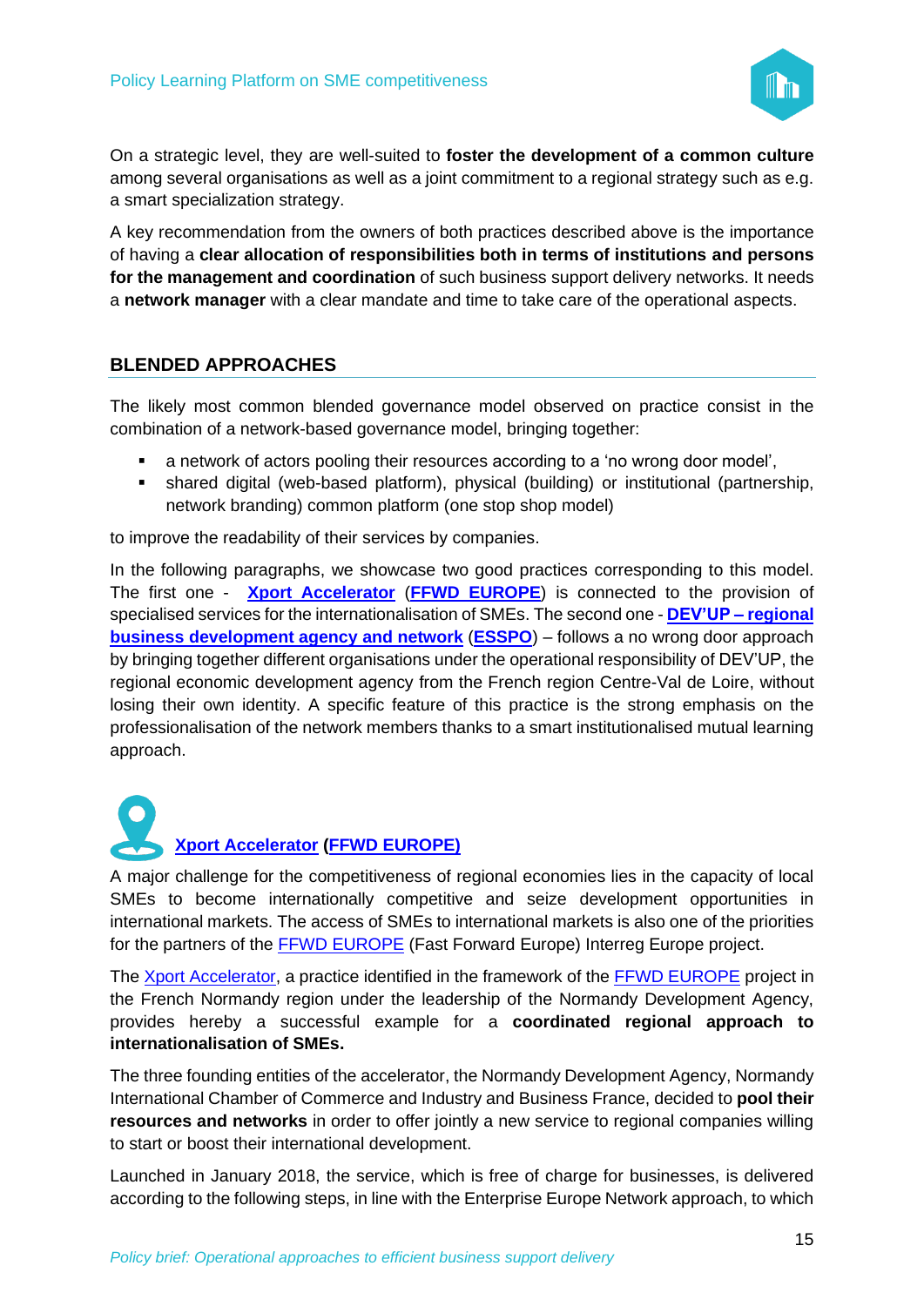On a strategic level, they are well-suited to **foster the development of a common culture** among several organisations as well as a joint commitment to a regional strategy such as e.g. a smart specialization strategy.

A key recommendation from the owners of both practices described above is the importance of having a **clear allocation of responsibilities both in terms of institutions and persons for the management and coordination** of such business support delivery networks. It needs a **network manager** with a clear mandate and time to take care of the operational aspects.

## BLENDED APPROACHES

The likely most common blended governance model observed on practice consist in the combination of a network-based governance model, bringing together:

- a network of actors pooling their resources according to a 'no wrong door model',
- shared digital (web-based platform), physical (building) or institutional (partnership, network branding) common platform (one stop shop model)

to improve the readability of their services by companies.

In the following paragraphs, we showcase two good practices corresponding to this model. The first one - **Xport Accelerator** (**FFWD EUROPE**) is connected to the provision of specialised services for the internationalisation of SMEs. The second one - **DEV'UP – regional business development agency and network** (**ESSPO**) – follows a no wrong door approach by bringing together different organisations under the operational responsibility of DEV'UP, the regional economic development agency from the French region Centre-Val de Loire, without losing their own identity. A specific feature of this practice is the strong emphasis on the professionalisation of the network members thanks to a smart institutionalised mutual learning approach.

### Xport Accelerator (FFWD EUROPE)

A major challenge for the competitiveness of regional economies lies in the capacity of local SMEs to become internationally competitive and seize development opportunities in international markets. The access of SMEs to international markets is also one of the priorities for the partners of the FFWD EUROPE (Fast Forward Europe) Interreg Europe project.

The Xport Accelerator, a practice identified in the framework of the FFWD EUROPE project in the French Normandy region under the leadership of the Normandy Development Agency, provides hereby a successful example for a **coordinated regional approach to internationalisation of SMEs.**

The three founding entities of the accelerator, the Normandy Development Agency, Normandy International Chamber of Commerce and Industry and Business France, decided to **pool their resources and networks** in order to offer jointly a new service to regional companies willing to start or boost their international development.

Launched in January 2018, the service, which is free of charge for businesses, is delivered according to the following steps, in line with the Enterprise Europe Network approach, to which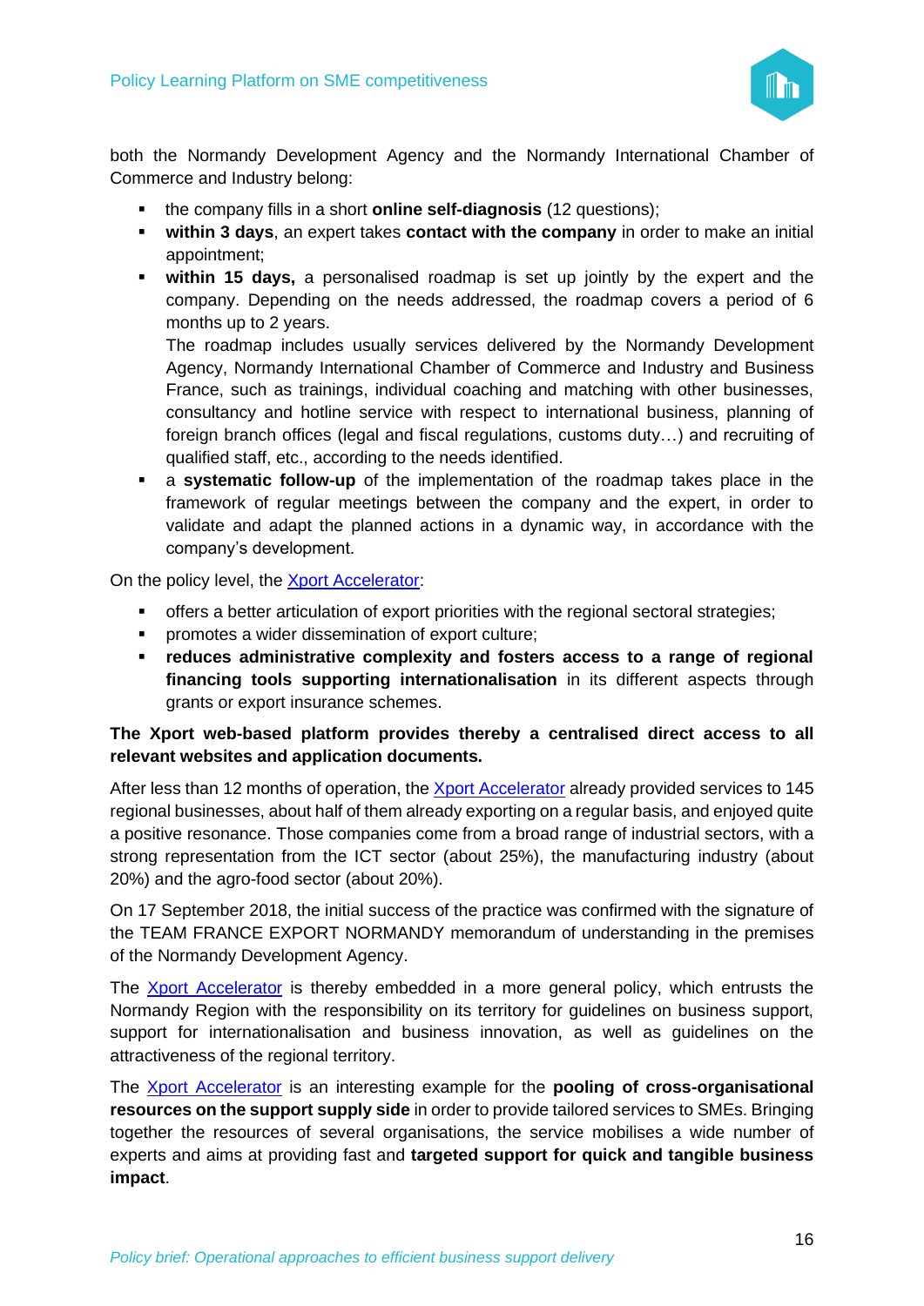both the Normandy Development Agency and the Normandy International Chamber of Commerce and Industry belong:

- the company fills in a short **online self-diagnosis** (12 questions);
- **within 3 days**, an expert takes **contact with the company** in order to make an initial appointment;
- **within 15 days,** a personalised roadmap is set up jointly by the expert and the company. Depending on the needs addressed, the roadmap covers a period of 6 months up to 2 years.
  The roadmap includes usually services delivered by the Normandy Development Agency, Normandy International Chamber of Commerce and Industry and Business France, such as trainings, individual coaching and matching with other businesses, consultancy and hotline service with respect to international business, planning of foreign branch offices (legal and fiscal regulations, customs duty…) and recruiting of qualified staff, etc., according to the needs identified.
- a **systematic follow-up** of the implementation of the roadmap takes place in the framework of regular meetings between the company and the expert, in order to validate and adapt the planned actions in a dynamic way, in accordance with the company's development.

On the policy level, the Xport Accelerator:

- offers a better articulation of export priorities with the regional sectoral strategies;
- promotes a wider dissemination of export culture;
- **reduces administrative complexity and fosters access to a range of regional financing tools supporting internationalisation** in its different aspects through grants or export insurance schemes.

**The Xport web-based platform provides thereby a centralised direct access to all relevant websites and application documents.**

After less than 12 months of operation, the Xport Accelerator already provided services to 145 regional businesses, about half of them already exporting on a regular basis, and enjoyed quite a positive resonance. Those companies come from a broad range of industrial sectors, with a strong representation from the ICT sector (about 25%), the manufacturing industry (about 20%) and the agro-food sector (about 20%).

On 17 September 2018, the initial success of the practice was confirmed with the signature of the TEAM FRANCE EXPORT NORMANDY memorandum of understanding in the premises of the Normandy Development Agency.

The Xport Accelerator is thereby embedded in a more general policy, which entrusts the Normandy Region with the responsibility on its territory for guidelines on business support, support for internationalisation and business innovation, as well as guidelines on the attractiveness of the regional territory.

The Xport Accelerator is an interesting example for the **pooling of cross-organisational resources on the support supply side** in order to provide tailored services to SMEs. Bringing together the resources of several organisations, the service mobilises a wide number of experts and aims at providing fast and **targeted support for quick and tangible business impact**.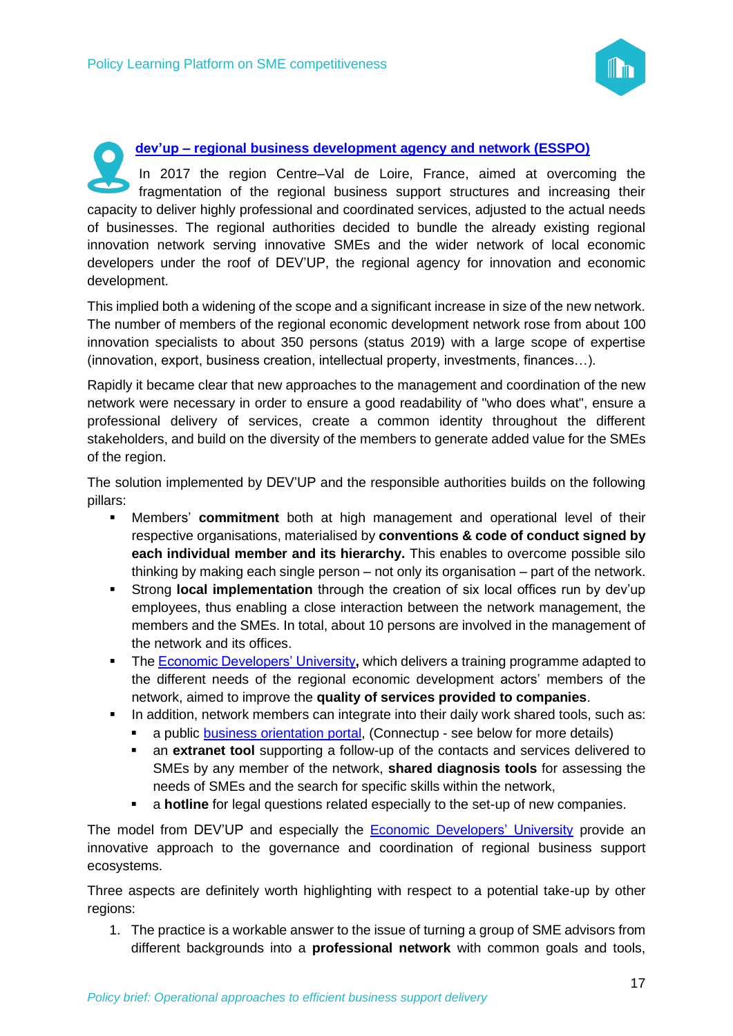### dev'up – regional business development agency and network (ESSPO)

In 2017 the region Centre–Val de Loire, France, aimed at overcoming the fragmentation of the regional business support structures and increasing their capacity to deliver highly professional and coordinated services, adjusted to the actual needs of businesses. The regional authorities decided to bundle the already existing regional innovation network serving innovative SMEs and the wider network of local economic developers under the roof of DEV'UP, the regional agency for innovation and economic development.

This implied both a widening of the scope and a significant increase in size of the new network. The number of members of the regional economic development network rose from about 100 innovation specialists to about 350 persons (status 2019) with a large scope of expertise (innovation, export, business creation, intellectual property, investments, finances…).

Rapidly it became clear that new approaches to the management and coordination of the new network were necessary in order to ensure a good readability of "who does what", ensure a professional delivery of services, create a common identity throughout the different stakeholders, and build on the diversity of the members to generate added value for the SMEs of the region.

The solution implemented by DEV'UP and the responsible authorities builds on the following pillars:

- Members' **commitment** both at high management and operational level of their respective organisations, materialised by **conventions & code of conduct signed by each individual member and its hierarchy.** This enables to overcome possible silo thinking by making each single person – not only its organisation – part of the network.
- Strong **local implementation** through the creation of six local offices run by dev'up employees, thus enabling a close interaction between the network management, the members and the SMEs. In total, about 10 persons are involved in the management of the network and its offices.
- The Economic Developers' University**,** which delivers a training programme adapted to the different needs of the regional economic development actors' members of the network, aimed to improve the **quality of services provided to companies**.
- In addition, network members can integrate into their daily work shared tools, such as:
  - a public business orientation portal, (Connectup - see below for more details)
  - an **extranet tool** supporting a follow-up of the contacts and services delivered to SMEs by any member of the network, **shared diagnosis tools** for assessing the needs of SMEs and the search for specific skills within the network,
  - a **hotline** for legal questions related especially to the set-up of new companies.

The model from DEV'UP and especially the Economic Developers' University provide an innovative approach to the governance and coordination of regional business support ecosystems.

Three aspects are definitely worth highlighting with respect to a potential take-up by other regions:

1. The practice is a workable answer to the issue of turning a group of SME advisors from different backgrounds into a **professional network** with common goals and tools,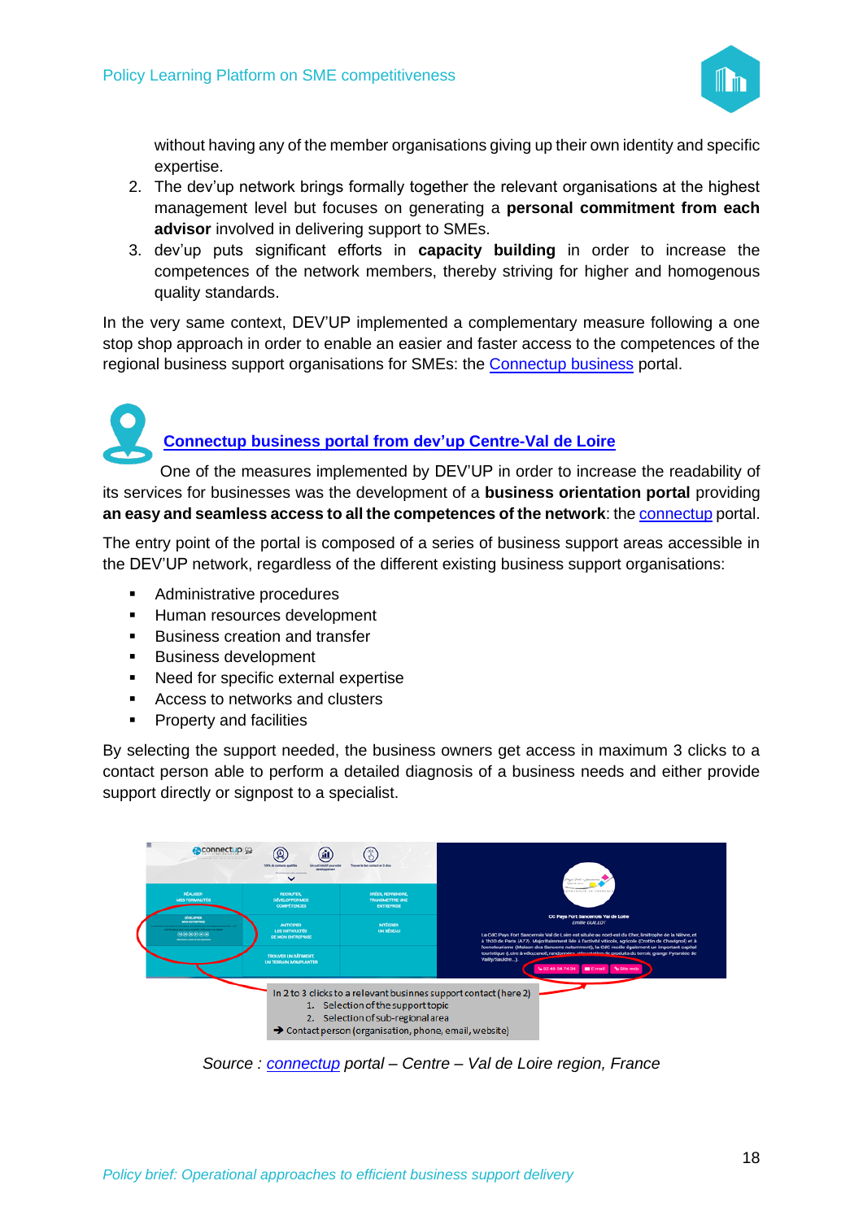without having any of the member organisations giving up their own identity and specific expertise.

2. The dev'up network brings formally together the relevant organisations at the highest management level but focuses on generating a **personal commitment from each advisor** involved in delivering support to SMEs.
3. dev'up puts significant efforts in **capacity building** in order to increase the competences of the network members, thereby striving for higher and homogenous quality standards.

In the very same context, DEV'UP implemented a complementary measure following a one stop shop approach in order to enable an easier and faster access to the competences of the regional business support organisations for SMEs: the Connectup business portal.

### Connectup business portal from dev'up Centre-Val de Loire

One of the measures implemented by DEV'UP in order to increase the readability of its services for businesses was the development of a **business orientation portal** providing **an easy and seamless access to all the competences of the network**: the connectup portal.

The entry point of the portal is composed of a series of business support areas accessible in the DEV'UP network, regardless of the different existing business support organisations:

- Administrative procedures
- Human resources development
- Business creation and transfer
- Business development
- Need for specific external expertise
- Access to networks and clusters
- Property and facilities

By selecting the support needed, the business owners get access in maximum 3 clicks to a contact person able to perform a detailed diagnosis of a business needs and either provide support directly or signpost to a specialist.

In 2 to 3 clicks to a relevant businness support contact (here 2)
1. Selection of the support topic
2. Selection of sub-regional area

➔ Contact person (organisation, phone, email, website)

*Source : connectup portal – Centre – Val de Loire region, France*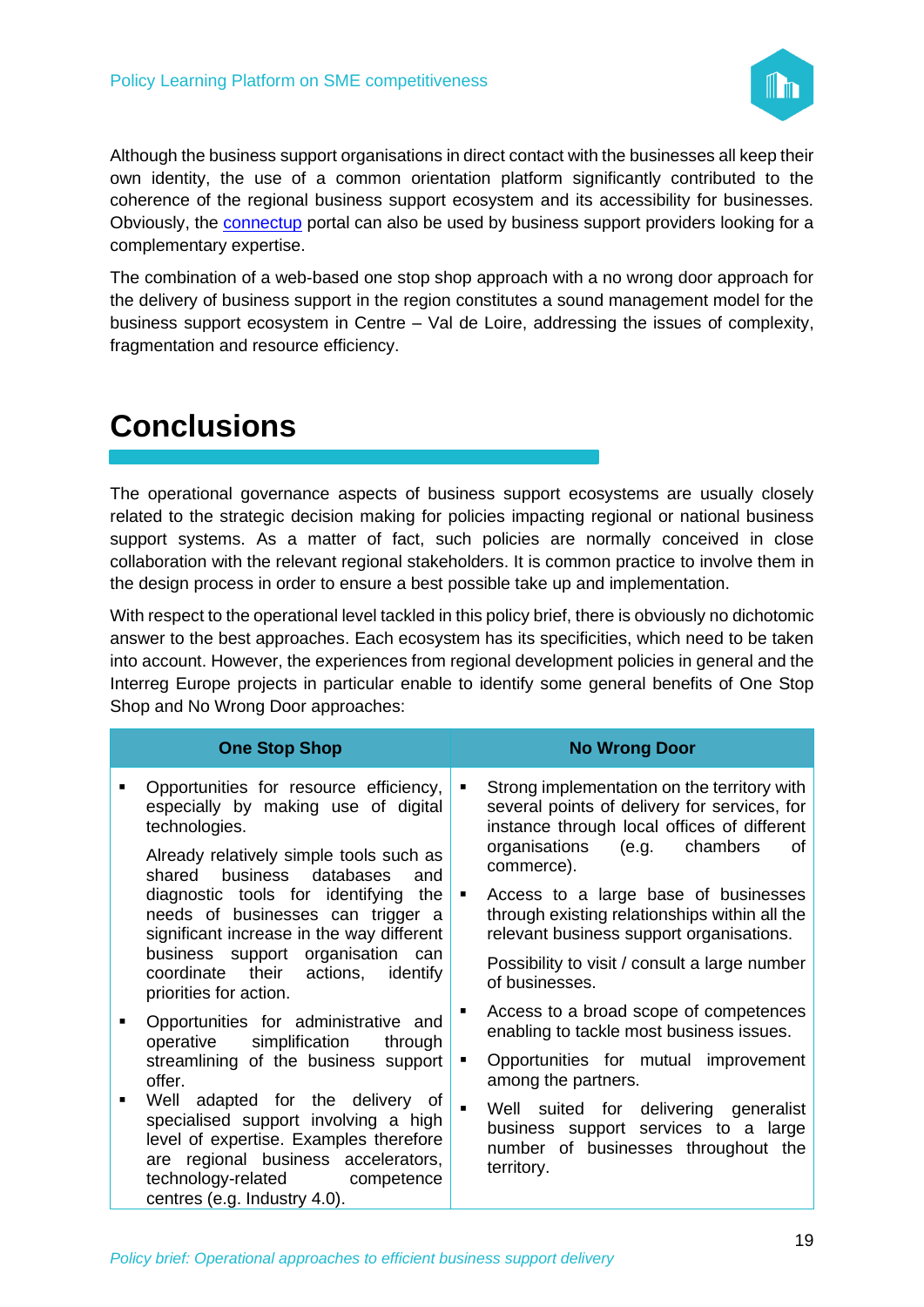Although the business support organisations in direct contact with the businesses all keep their own identity, the use of a common orientation platform significantly contributed to the coherence of the regional business support ecosystem and its accessibility for businesses. Obviously, the [connectup](connectup) portal can also be used by business support providers looking for a complementary expertise.

The combination of a web-based one stop shop approach with a no wrong door approach for the delivery of business support in the region constitutes a sound management model for the business support ecosystem in Centre – Val de Loire, addressing the issues of complexity, fragmentation and resource efficiency.

# Conclusions

The operational governance aspects of business support ecosystems are usually closely related to the strategic decision making for policies impacting regional or national business support systems. As a matter of fact, such policies are normally conceived in close collaboration with the relevant regional stakeholders. It is common practice to involve them in the design process in order to ensure a best possible take up and implementation.

With respect to the operational level tackled in this policy brief, there is obviously no dichotomic answer to the best approaches. Each ecosystem has its specificities, which need to be taken into account. However, the experiences from regional development policies in general and the Interreg Europe projects in particular enable to identify some general benefits of One Stop Shop and No Wrong Door approaches:

| One Stop Shop | No Wrong Door |
| --- | --- |
| ▪ Opportunities for resource efficiency, especially by making use of digital technologies.<br><br>Already relatively simple tools such as shared business databases and diagnostic tools for identifying the needs of businesses can trigger a significant increase in the way different business support organisation can coordinate their actions, identify priorities for action.<br><br>▪ Opportunities for administrative and operative simplification through streamlining of the business support offer.<br><br>▪ Well adapted for the delivery of specialised support involving a high level of expertise. Examples therefore are regional business accelerators, technology-related competence centres (e.g. Industry 4.0). | ▪ Strong implementation on the territory with several points of delivery for services, for instance through local offices of different organisations (e.g. chambers of commerce).<br><br>▪ Access to a large base of businesses through existing relationships within all the relevant business support organisations.<br><br>Possibility to visit / consult a large number of businesses.<br><br>▪ Access to a broad scope of competences enabling to tackle most business issues.<br><br>▪ Opportunities for mutual improvement among the partners.<br><br>▪ Well suited for delivering generalist business support services to a large number of businesses throughout the territory. |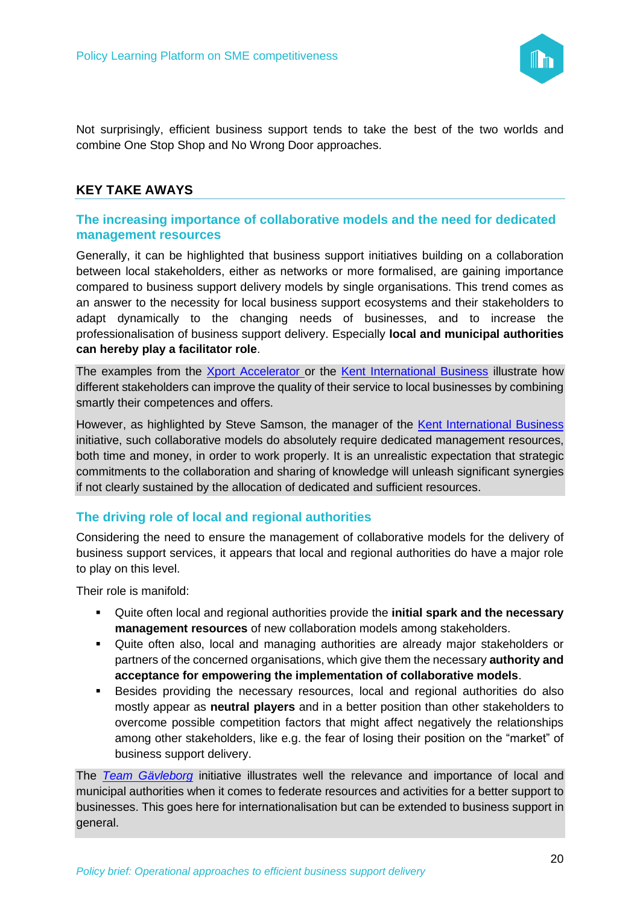Not surprisingly, efficient business support tends to take the best of the two worlds and combine One Stop Shop and No Wrong Door approaches.

## KEY TAKE AWAYS

### The increasing importance of collaborative models and the need for dedicated management resources

Generally, it can be highlighted that business support initiatives building on a collaboration between local stakeholders, either as networks or more formalised, are gaining importance compared to business support delivery models by single organisations. This trend comes as an answer to the necessity for local business support ecosystems and their stakeholders to adapt dynamically to the changing needs of businesses, and to increase the professionalisation of business support delivery. Especially **local and municipal authorities can hereby play a facilitator role**.

The examples from the Xport Accelerator or the Kent International Business illustrate how different stakeholders can improve the quality of their service to local businesses by combining smartly their competences and offers.

However, as highlighted by Steve Samson, the manager of the Kent International Business initiative, such collaborative models do absolutely require dedicated management resources, both time and money, in order to work properly. It is an unrealistic expectation that strategic commitments to the collaboration and sharing of knowledge will unleash significant synergies if not clearly sustained by the allocation of dedicated and sufficient resources.

### The driving role of local and regional authorities

Considering the need to ensure the management of collaborative models for the delivery of business support services, it appears that local and regional authorities do have a major role to play on this level.

Their role is manifold:

- Quite often local and regional authorities provide the **initial spark and the necessary management resources** of new collaboration models among stakeholders.
- Quite often also, local and managing authorities are already major stakeholders or partners of the concerned organisations, which give them the necessary **authority and acceptance for empowering the implementation of collaborative models**.
- Besides providing the necessary resources, local and regional authorities do also mostly appear as **neutral players** and in a better position than other stakeholders to overcome possible competition factors that might affect negatively the relationships among other stakeholders, like e.g. the fear of losing their position on the "market" of business support delivery.

The *Team Gävleborg* initiative illustrates well the relevance and importance of local and municipal authorities when it comes to federate resources and activities for a better support to businesses. This goes here for internationalisation but can be extended to business support in general.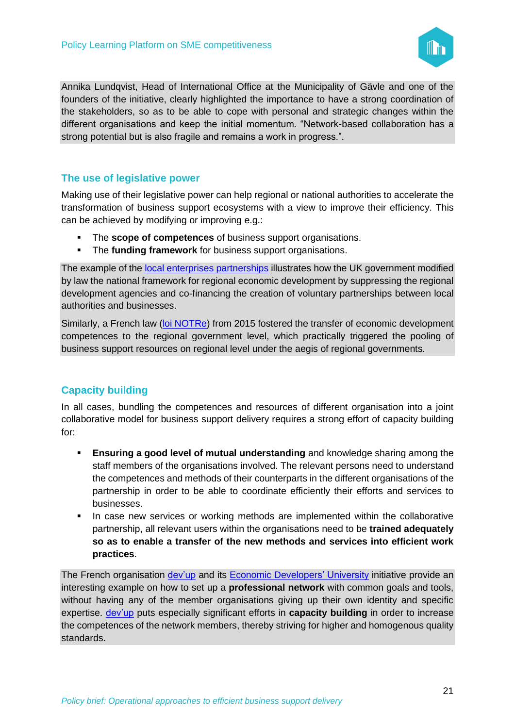Annika Lundqvist, Head of International Office at the Municipality of Gävle and one of the founders of the initiative, clearly highlighted the importance to have a strong coordination of the stakeholders, so as to be able to cope with personal and strategic changes within the different organisations and keep the initial momentum. "Network-based collaboration has a strong potential but is also fragile and remains a work in progress.".

### The use of legislative power

Making use of their legislative power can help regional or national authorities to accelerate the transformation of business support ecosystems with a view to improve their efficiency. This can be achieved by modifying or improving e.g.:

- The **scope of competences** of business support organisations.
- The **funding framework** for business support organisations.

The example of the local enterprises partnerships illustrates how the UK government modified by law the national framework for regional economic development by suppressing the regional development agencies and co-financing the creation of voluntary partnerships between local authorities and businesses.

Similarly, a French law (loi NOTRe) from 2015 fostered the transfer of economic development competences to the regional government level, which practically triggered the pooling of business support resources on regional level under the aegis of regional governments.

### Capacity building

In all cases, bundling the competences and resources of different organisation into a joint collaborative model for business support delivery requires a strong effort of capacity building for:

- **Ensuring a good level of mutual understanding** and knowledge sharing among the staff members of the organisations involved. The relevant persons need to understand the competences and methods of their counterparts in the different organisations of the partnership in order to be able to coordinate efficiently their efforts and services to businesses.
- In case new services or working methods are implemented within the collaborative partnership, all relevant users within the organisations need to be **trained adequately so as to enable a transfer of the new methods and services into efficient work practices**.

The French organisation dev'up and its Economic Developers' University initiative provide an interesting example on how to set up a **professional network** with common goals and tools, without having any of the member organisations giving up their own identity and specific expertise. dev'up puts especially significant efforts in **capacity building** in order to increase the competences of the network members, thereby striving for higher and homogenous quality standards.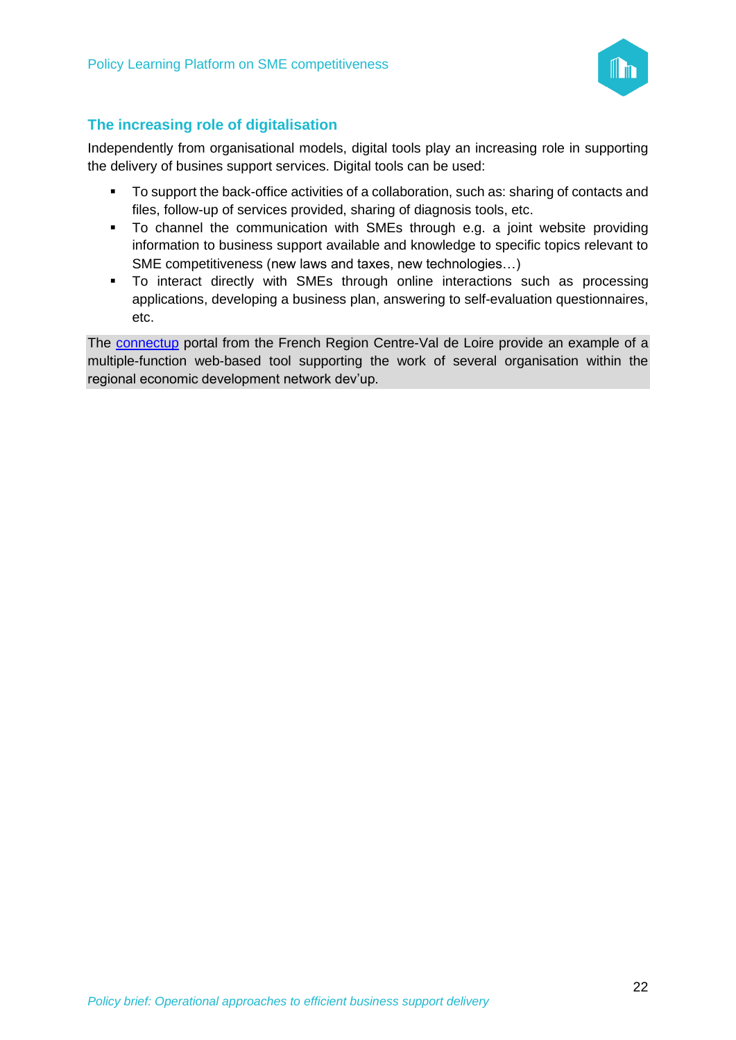## The increasing role of digitalisation

Independently from organisational models, digital tools play an increasing role in supporting the delivery of busines support services. Digital tools can be used:

- To support the back-office activities of a collaboration, such as: sharing of contacts and files, follow-up of services provided, sharing of diagnosis tools, etc.
- To channel the communication with SMEs through e.g. a joint website providing information to business support available and knowledge to specific topics relevant to SME competitiveness (new laws and taxes, new technologies…)
- To interact directly with SMEs through online interactions such as processing applications, developing a business plan, answering to self-evaluation questionnaires, etc.

The connectup portal from the French Region Centre-Val de Loire provide an example of a multiple-function web-based tool supporting the work of several organisation within the regional economic development network dev'up.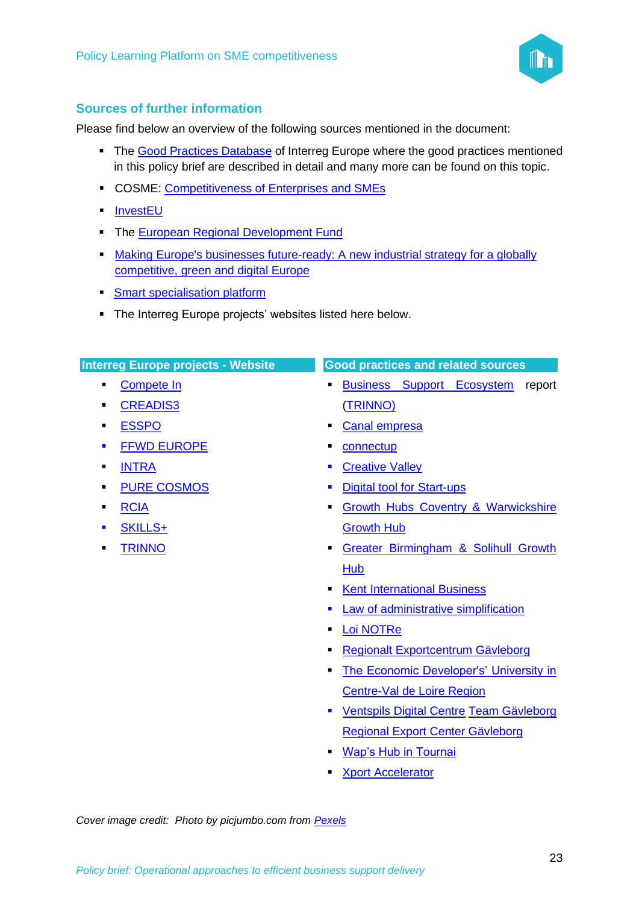## Sources of further information

Please find below an overview of the following sources mentioned in the document:

- The Good Practices Database of Interreg Europe where the good practices mentioned in this policy brief are described in detail and many more can be found on this topic.
- COSME: Competitiveness of Enterprises and SMEs
- InvestEU
- The European Regional Development Fund
- Making Europe's businesses future-ready: A new industrial strategy for a globally competitive, green and digital Europe
- Smart specialisation platform
- The Interreg Europe projects' websites listed here below.

### Interreg Europe projects - Website

- Compete In
- CREADIS3
- ESSPO
- FFWD EUROPE
- INTRA
- PURE COSMOS
- RCIA
- SKILLS+
- TRINNO

### Good practices and related sources

- Business Support Ecosystem report (TRINNO)
- Canal empresa
- connectup
- Creative Valley
- Digital tool for Start-ups
- Growth Hubs Coventry & Warwickshire Growth Hub
- Greater Birmingham & Solihull Growth Hub
- Kent International Business
- Law of administrative simplification
- Loi NOTRe
- Regionalt Exportcentrum Gävleborg
- The Economic Developer's' University in Centre-Val de Loire Region
- Ventspils Digital Centre Team Gävleborg Regional Export Center Gävleborg
- Wap's Hub in Tournai
- Xport Accelerator

*Cover image credit: Photo by picjumbo.com from Pexels*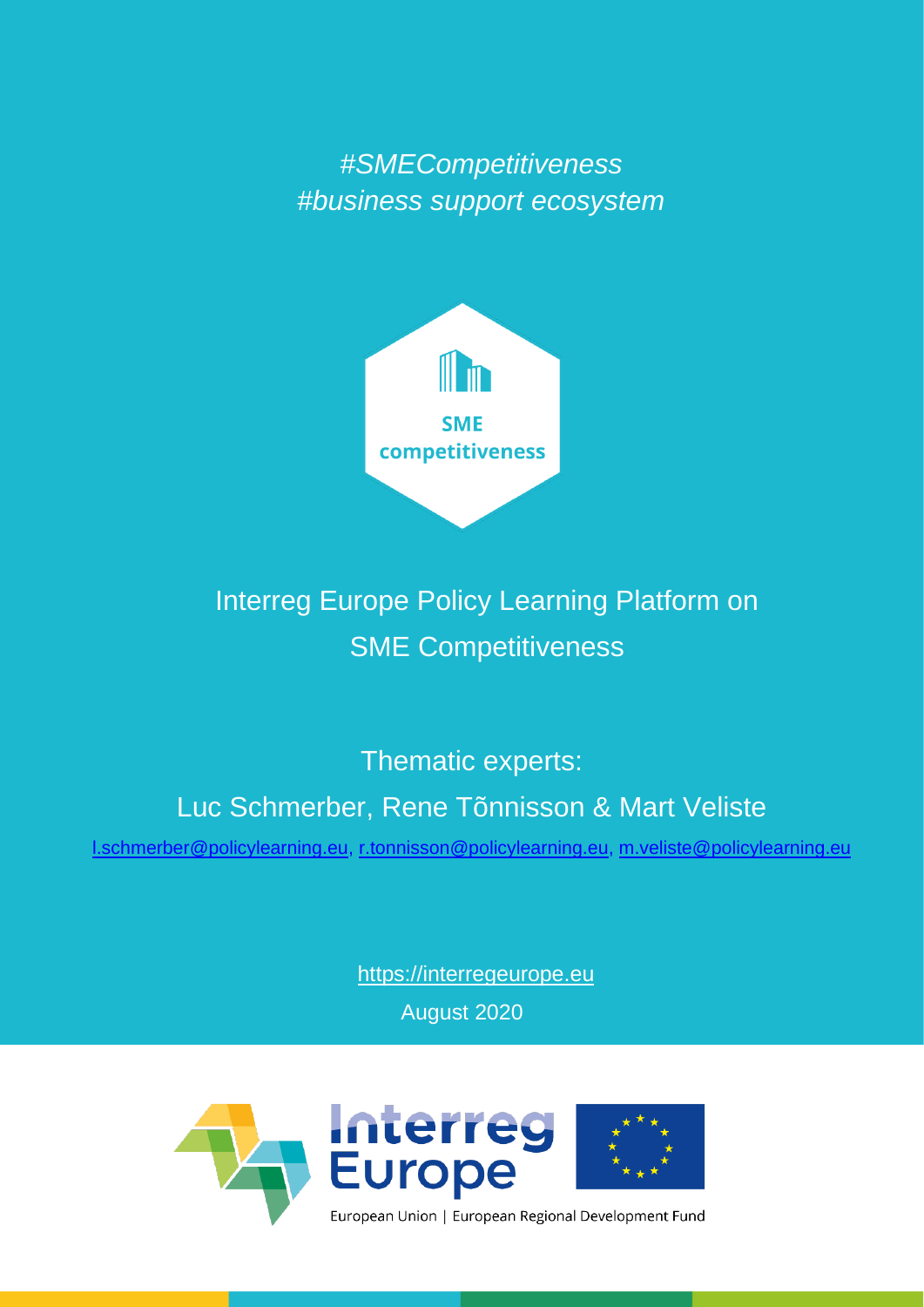*#SMECompetitiveness*
*#business support ecosystem*

SME competitiveness

Interreg Europe Policy Learning Platform on SME Competitiveness

Thematic experts:

Luc Schmerber, Rene Tõnnisson & Mart Veliste

l.schmerber@policylearning.eu, r.tonnisson@policylearning.eu, m.veliste@policylearning.eu

https://interregeurope.eu

August 2020

Interreg Europe

European Union | European Regional Development Fund